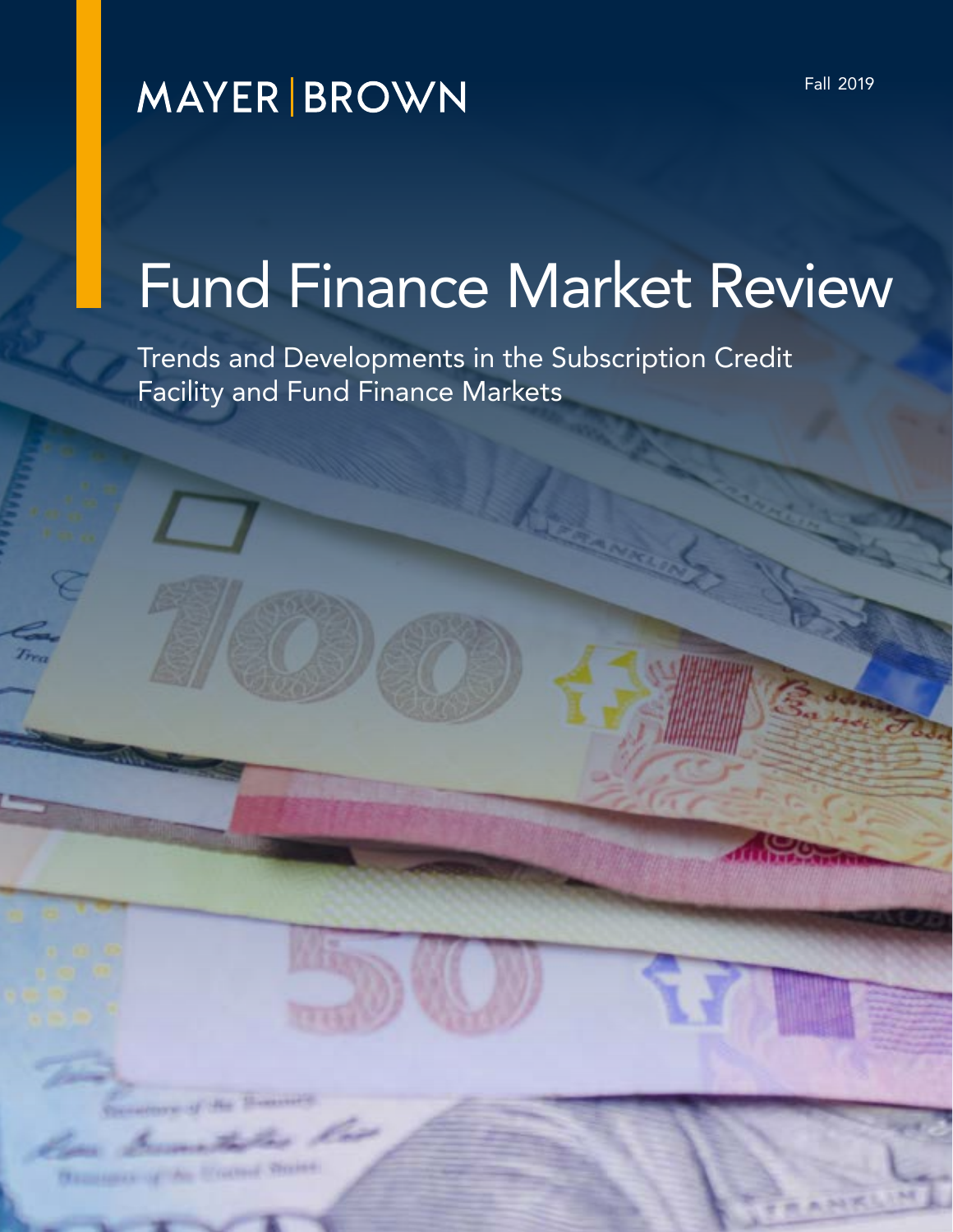MAYER | BROWN

Fall 2019

# Fund Finance Market Review

Trends and Developments in the Subscription Credit Facility and Fund Finance Markets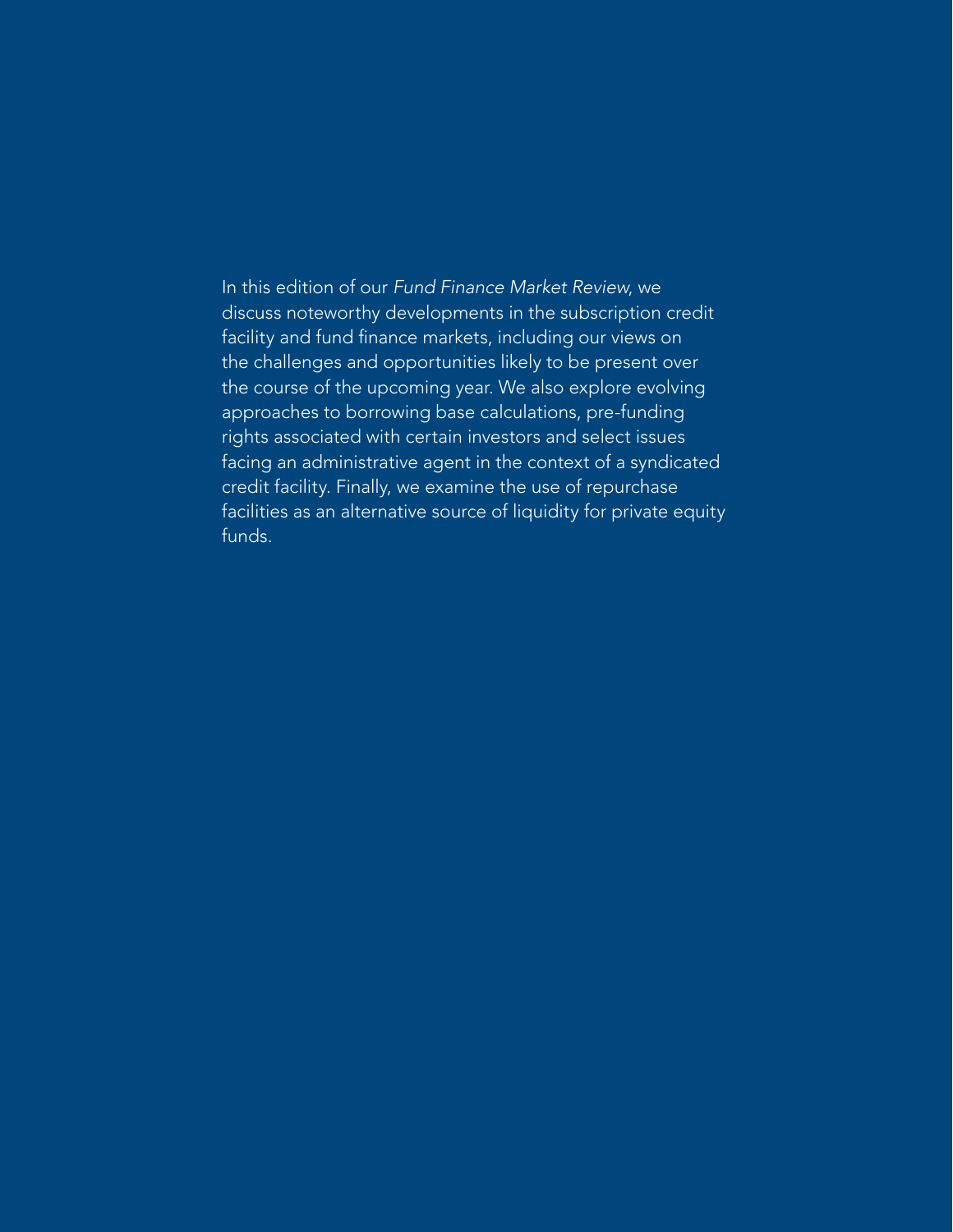In this edition of our *Fund Finance Market Review*, we discuss noteworthy developments in the subscription credit facility and fund finance markets, including our views on the challenges and opportunities likely to be present over the course of the upcoming year. We also explore evolving approaches to borrowing base calculations, pre-funding rights associated with certain investors and select issues facing an administrative agent in the context of a syndicated credit facility. Finally, we examine the use of repurchase facilities as an alternative source of liquidity for private equity funds.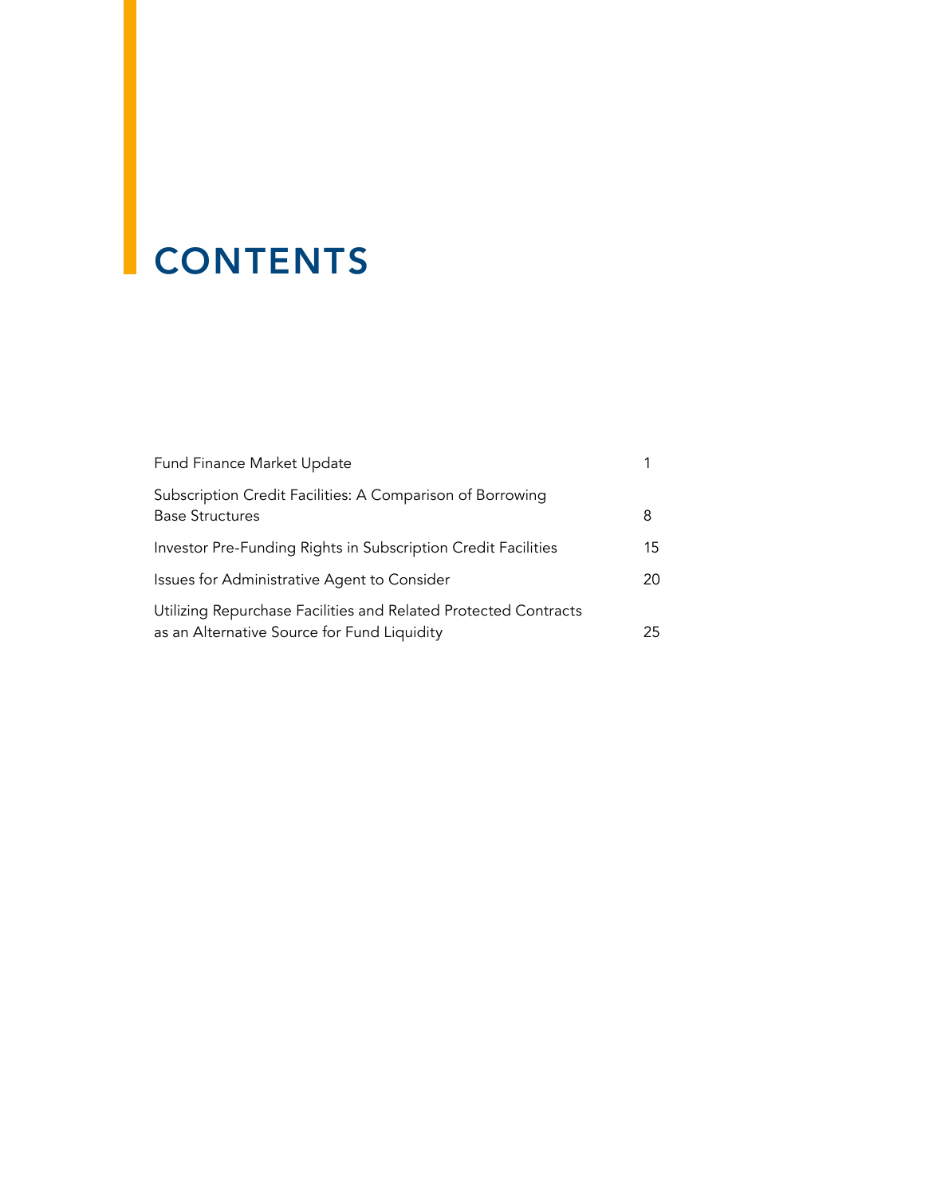# CONTENTS

| | |
|---|---|
| Fund Finance Market Update | 1 |
| Subscription Credit Facilities: A Comparison of Borrowing Base Structures | 8 |
| Investor Pre-Funding Rights in Subscription Credit Facilities | 15 |
| Issues for Administrative Agent to Consider | 20 |
| Utilizing Repurchase Facilities and Related Protected Contracts as an Alternative Source for Fund Liquidity | 25 |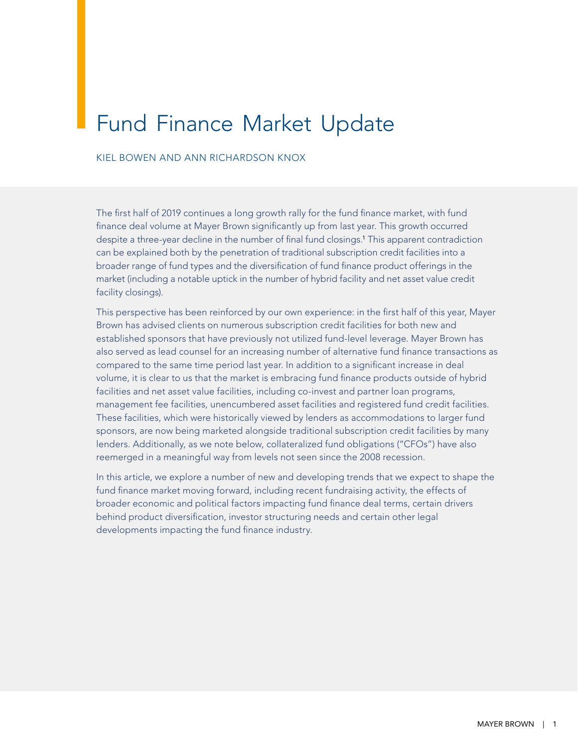# Fund Finance Market Update

KIEL BOWEN AND ANN RICHARDSON KNOX

The first half of 2019 continues a long growth rally for the fund finance market, with fund finance deal volume at Mayer Brown significantly up from last year. This growth occurred despite a three-year decline in the number of final fund closings.[1] This apparent contradiction can be explained both by the penetration of traditional subscription credit facilities into a broader range of fund types and the diversification of fund finance product offerings in the market (including a notable uptick in the number of hybrid facility and net asset value credit facility closings).

This perspective has been reinforced by our own experience: in the first half of this year, Mayer Brown has advised clients on numerous subscription credit facilities for both new and established sponsors that have previously not utilized fund-level leverage. Mayer Brown has also served as lead counsel for an increasing number of alternative fund finance transactions as compared to the same time period last year. In addition to a significant increase in deal volume, it is clear to us that the market is embracing fund finance products outside of hybrid facilities and net asset value facilities, including co-invest and partner loan programs, management fee facilities, unencumbered asset facilities and registered fund credit facilities. These facilities, which were historically viewed by lenders as accommodations to larger fund sponsors, are now being marketed alongside traditional subscription credit facilities by many lenders. Additionally, as we note below, collateralized fund obligations ("CFOs") have also reemerged in a meaningful way from levels not seen since the 2008 recession.

In this article, we explore a number of new and developing trends that we expect to shape the fund finance market moving forward, including recent fundraising activity, the effects of broader economic and political factors impacting fund finance deal terms, certain drivers behind product diversification, investor structuring needs and certain other legal developments impacting the fund finance industry.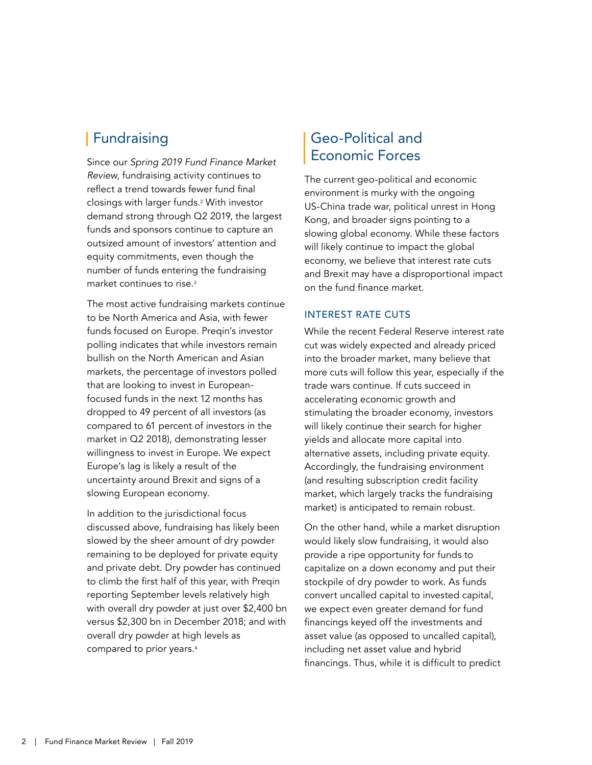## Fundraising

Since our *Spring 2019 Fund Finance Market Review*, fundraising activity continues to reflect a trend towards fewer fund final closings with larger funds.[2] With investor demand strong through Q2 2019, the largest funds and sponsors continue to capture an outsized amount of investors' attention and equity commitments, even though the number of funds entering the fundraising market continues to rise.[3]

The most active fundraising markets continue to be North America and Asia, with fewer funds focused on Europe. Preqin's investor polling indicates that while investors remain bullish on the North American and Asian markets, the percentage of investors polled that are looking to invest in European-focused funds in the next 12 months has dropped to 49 percent of all investors (as compared to 61 percent of investors in the market in Q2 2018), demonstrating lesser willingness to invest in Europe. We expect Europe's lag is likely a result of the uncertainty around Brexit and signs of a slowing European economy.

In addition to the jurisdictional focus discussed above, fundraising has likely been slowed by the sheer amount of dry powder remaining to be deployed for private equity and private debt. Dry powder has continued to climb the first half of this year, with Preqin reporting September levels relatively high with overall dry powder at just over $2,400 bn versus $2,300 bn in December 2018; and with overall dry powder at high levels as compared to prior years.[4]

## Geo-Political and Economic Forces

The current geo-political and economic environment is murky with the ongoing US-China trade war, political unrest in Hong Kong, and broader signs pointing to a slowing global economy. While these factors will likely continue to impact the global economy, we believe that interest rate cuts and Brexit may have a disproportional impact on the fund finance market.

### INTEREST RATE CUTS

While the recent Federal Reserve interest rate cut was widely expected and already priced into the broader market, many believe that more cuts will follow this year, especially if the trade wars continue. If cuts succeed in accelerating economic growth and stimulating the broader economy, investors will likely continue their search for higher yields and allocate more capital into alternative assets, including private equity. Accordingly, the fundraising environment (and resulting subscription credit facility market, which largely tracks the fundraising market) is anticipated to remain robust.

On the other hand, while a market disruption would likely slow fundraising, it would also provide a ripe opportunity for funds to capitalize on a down economy and put their stockpile of dry powder to work. As funds convert uncalled capital to invested capital, we expect even greater demand for fund financings keyed off the investments and asset value (as opposed to uncalled capital), including net asset value and hybrid financings. Thus, while it is difficult to predict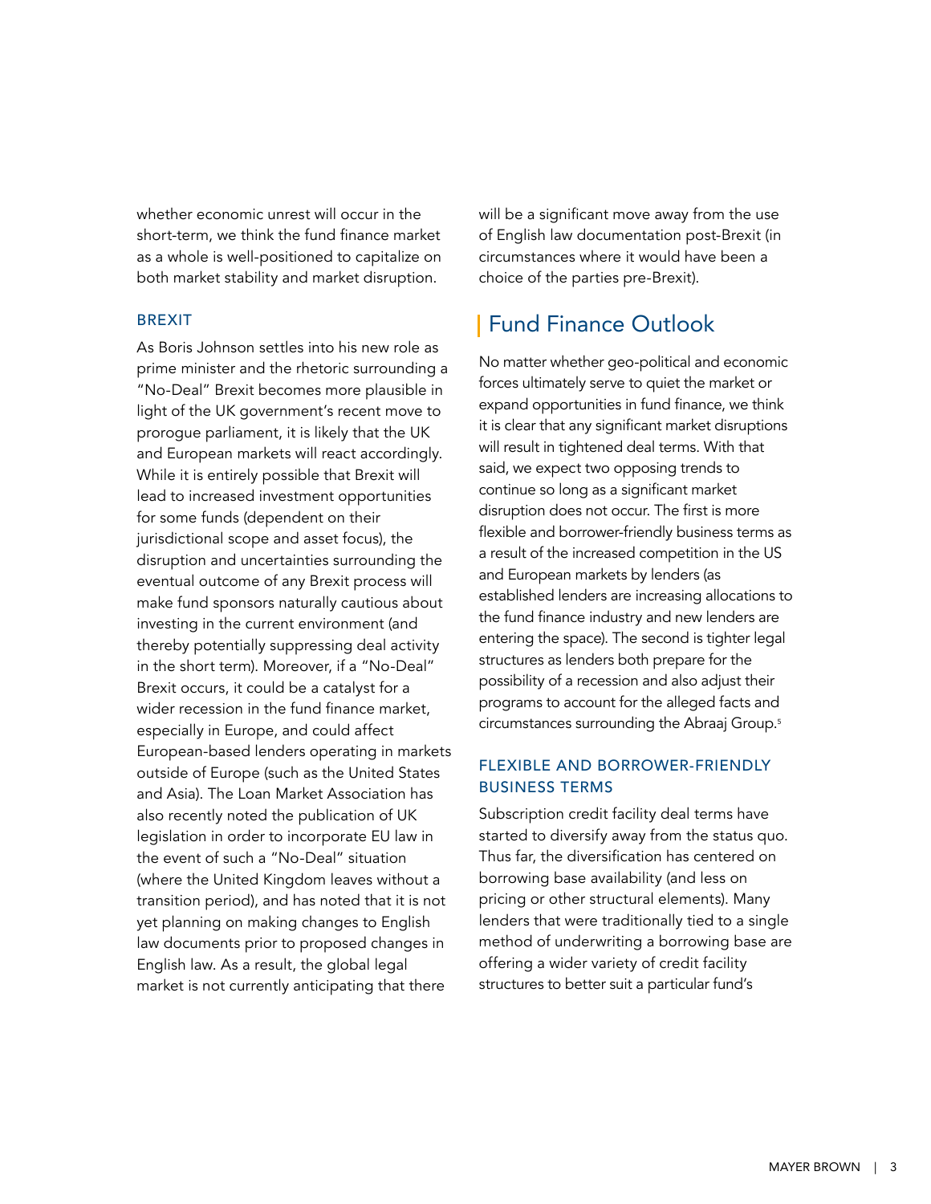whether economic unrest will occur in the short-term, we think the fund finance market as a whole is well-positioned to capitalize on both market stability and market disruption.

### BREXIT

As Boris Johnson settles into his new role as prime minister and the rhetoric surrounding a "No-Deal" Brexit becomes more plausible in light of the UK government's recent move to prorogue parliament, it is likely that the UK and European markets will react accordingly. While it is entirely possible that Brexit will lead to increased investment opportunities for some funds (dependent on their jurisdictional scope and asset focus), the disruption and uncertainties surrounding the eventual outcome of any Brexit process will make fund sponsors naturally cautious about investing in the current environment (and thereby potentially suppressing deal activity in the short term). Moreover, if a "No-Deal" Brexit occurs, it could be a catalyst for a wider recession in the fund finance market, especially in Europe, and could affect European-based lenders operating in markets outside of Europe (such as the United States and Asia). The Loan Market Association has also recently noted the publication of UK legislation in order to incorporate EU law in the event of such a "No-Deal" situation (where the United Kingdom leaves without a transition period), and has noted that it is not yet planning on making changes to English law documents prior to proposed changes in English law. As a result, the global legal market is not currently anticipating that there will be a significant move away from the use of English law documentation post-Brexit (in circumstances where it would have been a choice of the parties pre-Brexit).

## Fund Finance Outlook

No matter whether geo-political and economic forces ultimately serve to quiet the market or expand opportunities in fund finance, we think it is clear that any significant market disruptions will result in tightened deal terms. With that said, we expect two opposing trends to continue so long as a significant market disruption does not occur. The first is more flexible and borrower-friendly business terms as a result of the increased competition in the US and European markets by lenders (as established lenders are increasing allocations to the fund finance industry and new lenders are entering the space). The second is tighter legal structures as lenders both prepare for the possibility of a recession and also adjust their programs to account for the alleged facts and circumstances surrounding the Abraaj Group.[5]

### FLEXIBLE AND BORROWER-FRIENDLY BUSINESS TERMS

Subscription credit facility deal terms have started to diversify away from the status quo. Thus far, the diversification has centered on borrowing base availability (and less on pricing or other structural elements). Many lenders that were traditionally tied to a single method of underwriting a borrowing base are offering a wider variety of credit facility structures to better suit a particular fund's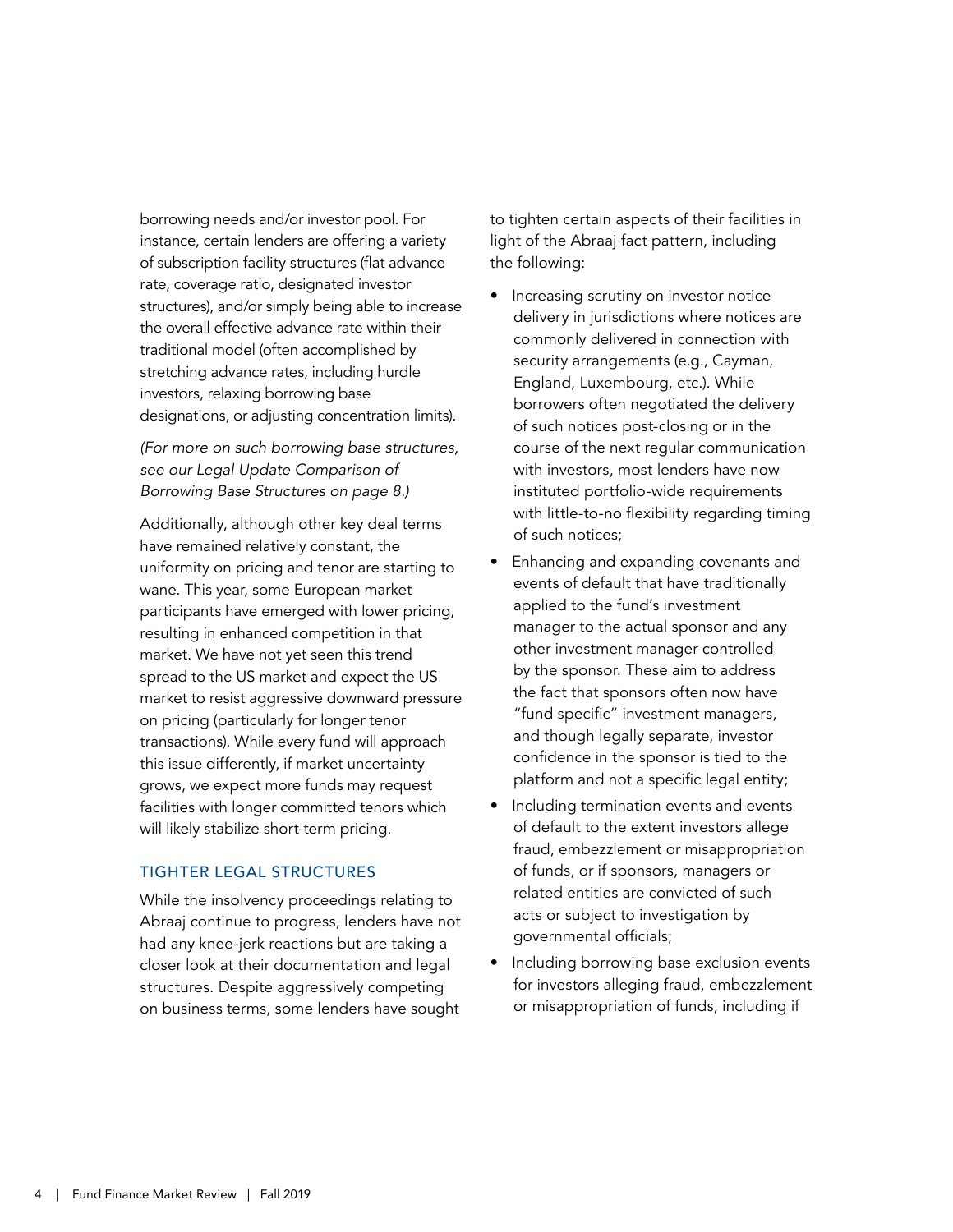borrowing needs and/or investor pool. For instance, certain lenders are offering a variety of subscription facility structures (flat advance rate, coverage ratio, designated investor structures), and/or simply being able to increase the overall effective advance rate within their traditional model (often accomplished by stretching advance rates, including hurdle investors, relaxing borrowing base designations, or adjusting concentration limits).

*(For more on such borrowing base structures, see our Legal Update Comparison of Borrowing Base Structures on page 8.)*

Additionally, although other key deal terms have remained relatively constant, the uniformity on pricing and tenor are starting to wane. This year, some European market participants have emerged with lower pricing, resulting in enhanced competition in that market. We have not yet seen this trend spread to the US market and expect the US market to resist aggressive downward pressure on pricing (particularly for longer tenor transactions). While every fund will approach this issue differently, if market uncertainty grows, we expect more funds may request facilities with longer committed tenors which will likely stabilize short-term pricing.

## TIGHTER LEGAL STRUCTURES

While the insolvency proceedings relating to Abraaj continue to progress, lenders have not had any knee-jerk reactions but are taking a closer look at their documentation and legal structures. Despite aggressively competing on business terms, some lenders have sought to tighten certain aspects of their facilities in light of the Abraaj fact pattern, including the following:

- Increasing scrutiny on investor notice delivery in jurisdictions where notices are commonly delivered in connection with security arrangements (e.g., Cayman, England, Luxembourg, etc.). While borrowers often negotiated the delivery of such notices post-closing or in the course of the next regular communication with investors, most lenders have now instituted portfolio-wide requirements with little-to-no flexibility regarding timing of such notices;
- Enhancing and expanding covenants and events of default that have traditionally applied to the fund's investment manager to the actual sponsor and any other investment manager controlled by the sponsor. These aim to address the fact that sponsors often now have "fund specific" investment managers, and though legally separate, investor confidence in the sponsor is tied to the platform and not a specific legal entity;
- Including termination events and events of default to the extent investors allege fraud, embezzlement or misappropriation of funds, or if sponsors, managers or related entities are convicted of such acts or subject to investigation by governmental officials;
- Including borrowing base exclusion events for investors alleging fraud, embezzlement or misappropriation of funds, including if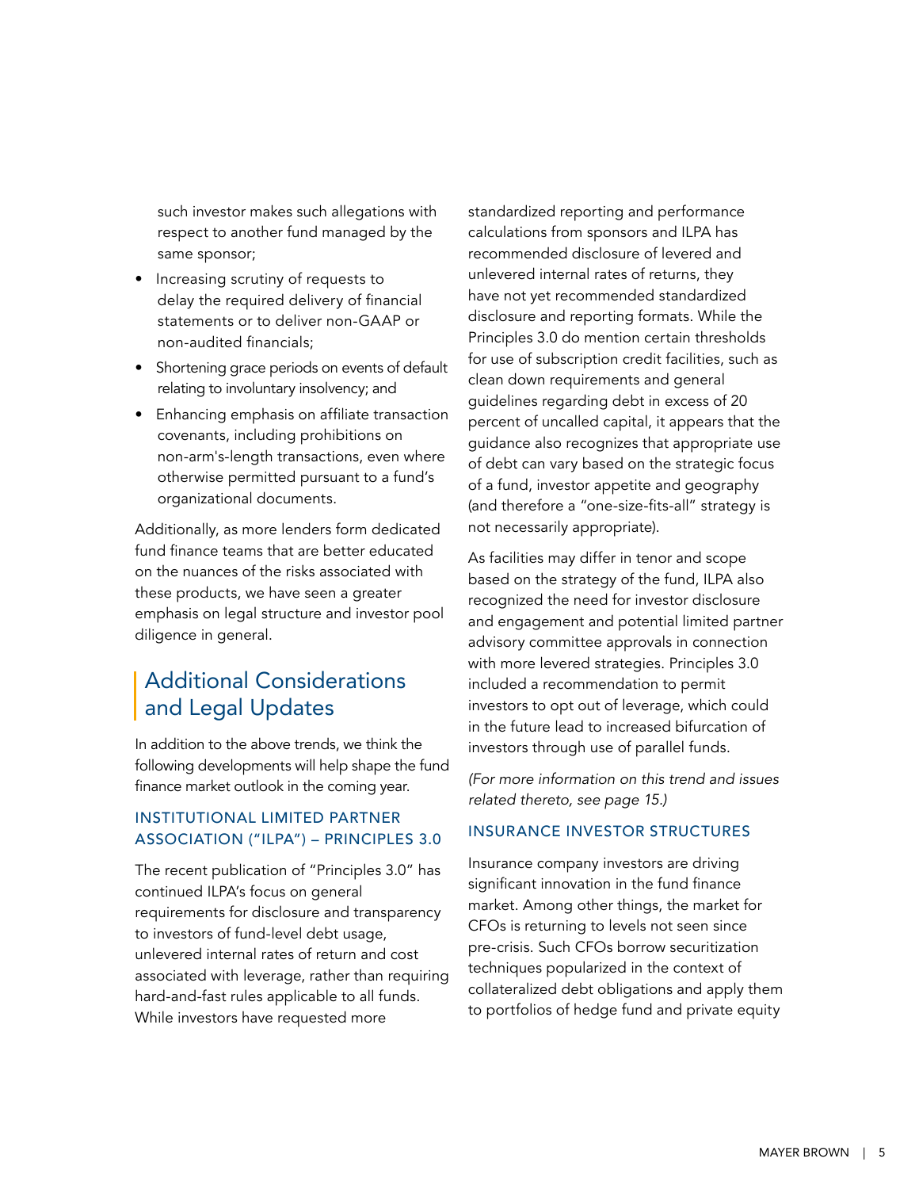such investor makes such allegations with respect to another fund managed by the same sponsor;

- Increasing scrutiny of requests to delay the required delivery of financial statements or to deliver non-GAAP or non-audited financials;
- Shortening grace periods on events of default relating to involuntary insolvency; and
- Enhancing emphasis on affiliate transaction covenants, including prohibitions on non-arm's-length transactions, even where otherwise permitted pursuant to a fund's organizational documents.

Additionally, as more lenders form dedicated fund finance teams that are better educated on the nuances of the risks associated with these products, we have seen a greater emphasis on legal structure and investor pool diligence in general.

## Additional Considerations and Legal Updates

In addition to the above trends, we think the following developments will help shape the fund finance market outlook in the coming year.

### INSTITUTIONAL LIMITED PARTNER ASSOCIATION ("ILPA") – PRINCIPLES 3.0

The recent publication of "Principles 3.0" has continued ILPA's focus on general requirements for disclosure and transparency to investors of fund-level debt usage, unlevered internal rates of return and cost associated with leverage, rather than requiring hard-and-fast rules applicable to all funds. While investors have requested more standardized reporting and performance calculations from sponsors and ILPA has recommended disclosure of levered and unlevered internal rates of returns, they have not yet recommended standardized disclosure and reporting formats. While the Principles 3.0 do mention certain thresholds for use of subscription credit facilities, such as clean down requirements and general guidelines regarding debt in excess of 20 percent of uncalled capital, it appears that the guidance also recognizes that appropriate use of debt can vary based on the strategic focus of a fund, investor appetite and geography (and therefore a "one-size-fits-all" strategy is not necessarily appropriate).

As facilities may differ in tenor and scope based on the strategy of the fund, ILPA also recognized the need for investor disclosure and engagement and potential limited partner advisory committee approvals in connection with more levered strategies. Principles 3.0 included a recommendation to permit investors to opt out of leverage, which could in the future lead to increased bifurcation of investors through use of parallel funds.

*(For more information on this trend and issues related thereto, see page 15.)*

### INSURANCE INVESTOR STRUCTURES

Insurance company investors are driving significant innovation in the fund finance market. Among other things, the market for CFOs is returning to levels not seen since pre-crisis. Such CFOs borrow securitization techniques popularized in the context of collateralized debt obligations and apply them to portfolios of hedge fund and private equity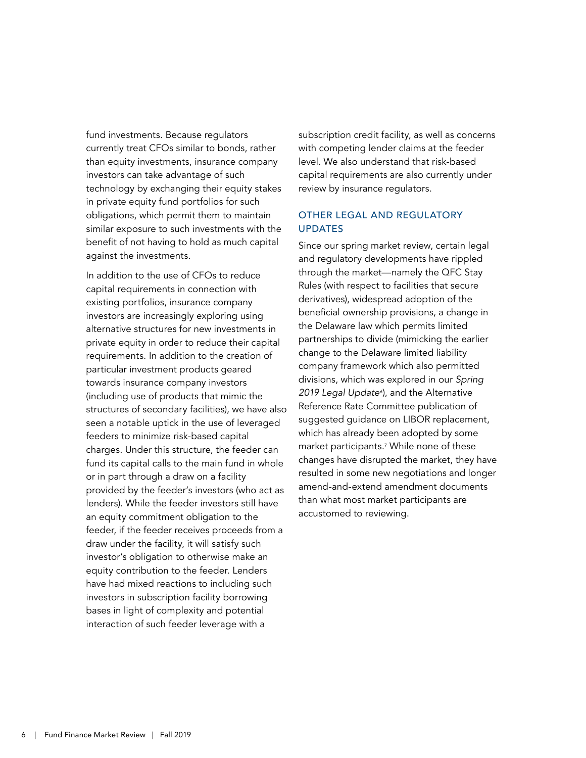fund investments. Because regulators currently treat CFOs similar to bonds, rather than equity investments, insurance company investors can take advantage of such technology by exchanging their equity stakes in private equity fund portfolios for such obligations, which permit them to maintain similar exposure to such investments with the benefit of not having to hold as much capital against the investments.

In addition to the use of CFOs to reduce capital requirements in connection with existing portfolios, insurance company investors are increasingly exploring using alternative structures for new investments in private equity in order to reduce their capital requirements. In addition to the creation of particular investment products geared towards insurance company investors (including use of products that mimic the structures of secondary facilities), we have also seen a notable uptick in the use of leveraged feeders to minimize risk-based capital charges. Under this structure, the feeder can fund its capital calls to the main fund in whole or in part through a draw on a facility provided by the feeder's investors (who act as lenders). While the feeder investors still have an equity commitment obligation to the feeder, if the feeder receives proceeds from a draw under the facility, it will satisfy such investor's obligation to otherwise make an equity contribution to the feeder. Lenders have had mixed reactions to including such investors in subscription facility borrowing bases in light of complexity and potential interaction of such feeder leverage with a subscription credit facility, as well as concerns with competing lender claims at the feeder level. We also understand that risk-based capital requirements are also currently under review by insurance regulators.

## OTHER LEGAL AND REGULATORY UPDATES

Since our spring market review, certain legal and regulatory developments have rippled through the market—namely the QFC Stay Rules (with respect to facilities that secure derivatives), widespread adoption of the beneficial ownership provisions, a change in the Delaware law which permits limited partnerships to divide (mimicking the earlier change to the Delaware limited liability company framework which also permitted divisions, which was explored in our *Spring 2019 Legal Update*[6]), and the Alternative Reference Rate Committee publication of suggested guidance on LIBOR replacement, which has already been adopted by some market participants.[7] While none of these changes have disrupted the market, they have resulted in some new negotiations and longer amend-and-extend amendment documents than what most market participants are accustomed to reviewing.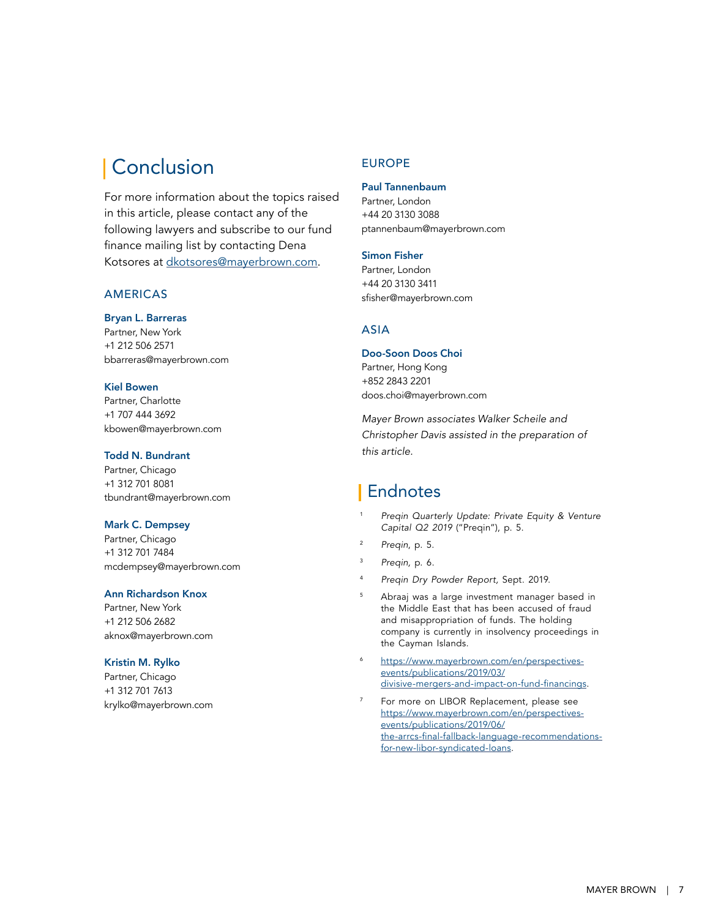## Conclusion

For more information about the topics raised in this article, please contact any of the following lawyers and subscribe to our fund finance mailing list by contacting Dena Kotsores at [dkotsores@mayerbrown.com](mailto:dkotsores@mayerbrown.com).

### AMERICAS

**Bryan L. Barreras**
Partner, New York
+1 212 506 2571
bbarreras@mayerbrown.com

**Kiel Bowen**
Partner, Charlotte
+1 707 444 3692
kbowen@mayerbrown.com

**Todd N. Bundrant**
Partner, Chicago
+1 312 701 8081
tbundrant@mayerbrown.com

**Mark C. Dempsey**
Partner, Chicago
+1 312 701 7484
mcdempsey@mayerbrown.com

**Ann Richardson Knox**
Partner, New York
+1 212 506 2682
aknox@mayerbrown.com

**Kristin M. Rylko**
Partner, Chicago
+1 312 701 7613
krylko@mayerbrown.com

### EUROPE

**Paul Tannenbaum**
Partner, London
+44 20 3130 3088
ptannenbaum@mayerbrown.com

**Simon Fisher**
Partner, London
+44 20 3130 3411
sfisher@mayerbrown.com

### ASIA

**Doo-Soon Doos Choi**
Partner, Hong Kong
+852 2843 2201
doos.choi@mayerbrown.com

*Mayer Brown associates Walker Scheile and Christopher Davis assisted in the preparation of this article.*

## Endnotes

1. *Preqin Quarterly Update: Private Equity & Venture Capital Q2 2019* ("Preqin"), p. 5.
2. *Preqin*, p. 5.
3. *Preqin,* p. 6.
4. *Preqin Dry Powder Report,* Sept. 2019.
5. Abraaj was a large investment manager based in the Middle East that has been accused of fraud and misappropriation of funds. The holding company is currently in insolvency proceedings in the Cayman Islands.
6. https://www.mayerbrown.com/en/perspectives-events/publications/2019/03/divisive-mergers-and-impact-on-fund-financings.
7. For more on LIBOR Replacement, please see https://www.mayerbrown.com/en/perspectives-events/publications/2019/06/the-arrcs-final-fallback-language-recommendations-for-new-libor-syndicated-loans.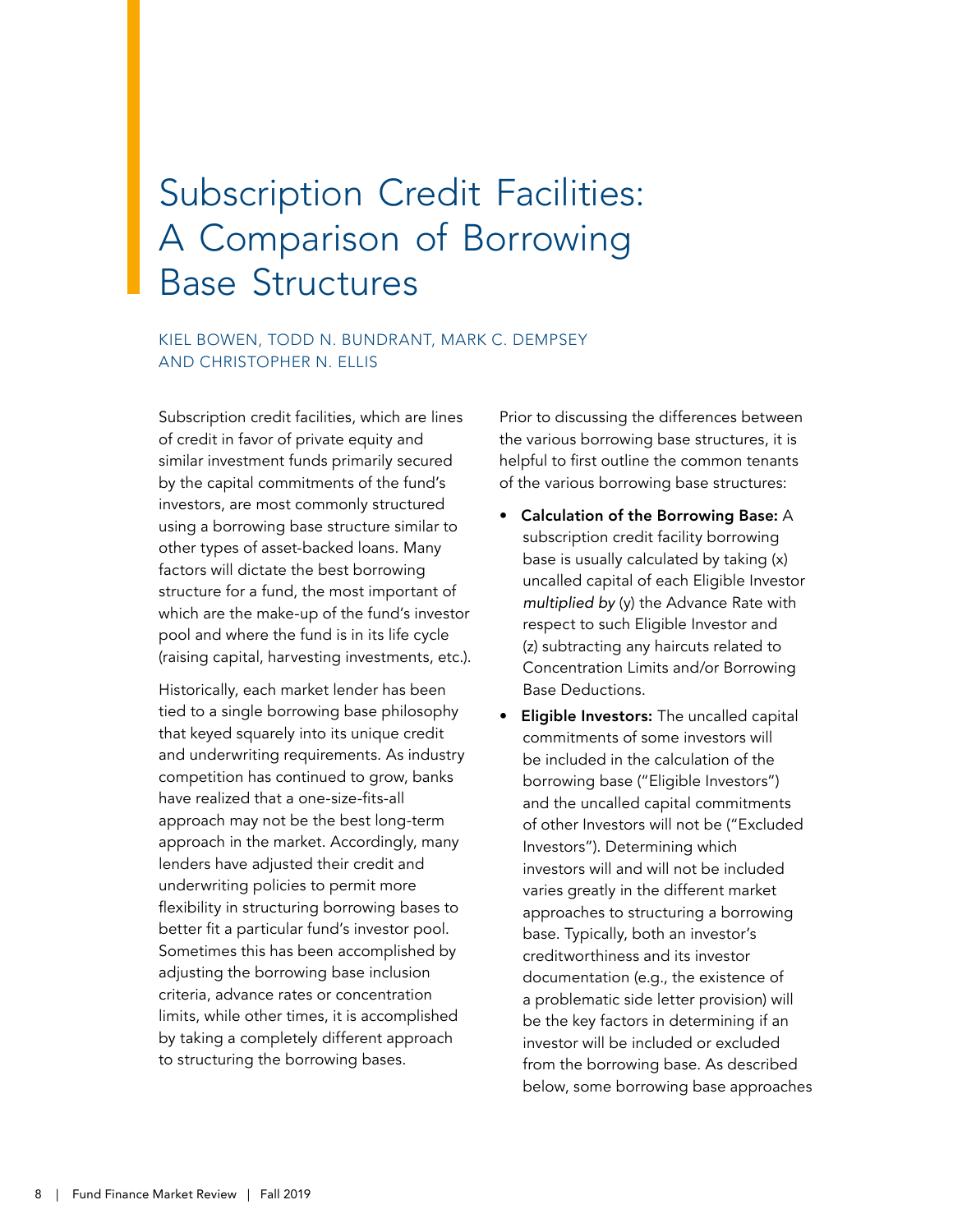# Subscription Credit Facilities: A Comparison of Borrowing Base Structures

KIEL BOWEN, TODD N. BUNDRANT, MARK C. DEMPSEY AND CHRISTOPHER N. ELLIS

Subscription credit facilities, which are lines of credit in favor of private equity and similar investment funds primarily secured by the capital commitments of the fund's investors, are most commonly structured using a borrowing base structure similar to other types of asset-backed loans. Many factors will dictate the best borrowing structure for a fund, the most important of which are the make-up of the fund's investor pool and where the fund is in its life cycle (raising capital, harvesting investments, etc.).

Historically, each market lender has been tied to a single borrowing base philosophy that keyed squarely into its unique credit and underwriting requirements. As industry competition has continued to grow, banks have realized that a one-size-fits-all approach may not be the best long-term approach in the market. Accordingly, many lenders have adjusted their credit and underwriting policies to permit more flexibility in structuring borrowing bases to better fit a particular fund's investor pool. Sometimes this has been accomplished by adjusting the borrowing base inclusion criteria, advance rates or concentration limits, while other times, it is accomplished by taking a completely different approach to structuring the borrowing bases.

Prior to discussing the differences between the various borrowing base structures, it is helpful to first outline the common tenants of the various borrowing base structures:

- **Calculation of the Borrowing Base:** A subscription credit facility borrowing base is usually calculated by taking (x) uncalled capital of each Eligible Investor *multiplied by* (y) the Advance Rate with respect to such Eligible Investor and (z) subtracting any haircuts related to Concentration Limits and/or Borrowing Base Deductions.
- **Eligible Investors:** The uncalled capital commitments of some investors will be included in the calculation of the borrowing base ("Eligible Investors") and the uncalled capital commitments of other Investors will not be ("Excluded Investors"). Determining which investors will and will not be included varies greatly in the different market approaches to structuring a borrowing base. Typically, both an investor's creditworthiness and its investor documentation (e.g., the existence of a problematic side letter provision) will be the key factors in determining if an investor will be included or excluded from the borrowing base. As described below, some borrowing base approaches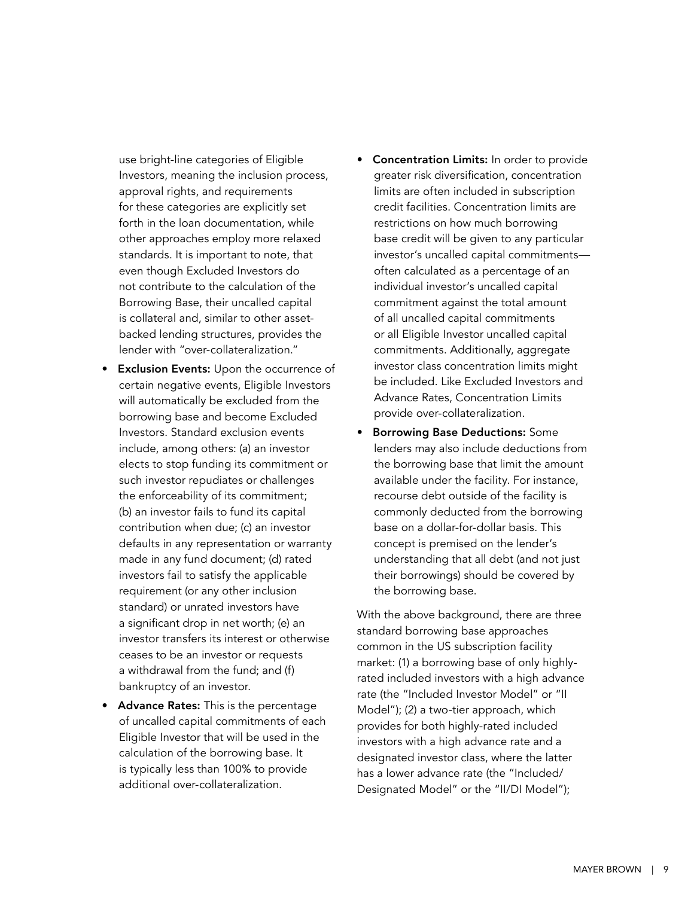use bright-line categories of Eligible Investors, meaning the inclusion process, approval rights, and requirements for these categories are explicitly set forth in the loan documentation, while other approaches employ more relaxed standards. It is important to note, that even though Excluded Investors do not contribute to the calculation of the Borrowing Base, their uncalled capital is collateral and, similar to other asset-backed lending structures, provides the lender with "over-collateralization."

- **Exclusion Events:** Upon the occurrence of certain negative events, Eligible Investors will automatically be excluded from the borrowing base and become Excluded Investors. Standard exclusion events include, among others: (a) an investor elects to stop funding its commitment or such investor repudiates or challenges the enforceability of its commitment; (b) an investor fails to fund its capital contribution when due; (c) an investor defaults in any representation or warranty made in any fund document; (d) rated investors fail to satisfy the applicable requirement (or any other inclusion standard) or unrated investors have a significant drop in net worth; (e) an investor transfers its interest or otherwise ceases to be an investor or requests a withdrawal from the fund; and (f) bankruptcy of an investor.
- **Advance Rates:** This is the percentage of uncalled capital commitments of each Eligible Investor that will be used in the calculation of the borrowing base. It is typically less than 100% to provide additional over-collateralization.
- **Concentration Limits:** In order to provide greater risk diversification, concentration limits are often included in subscription credit facilities. Concentration limits are restrictions on how much borrowing base credit will be given to any particular investor's uncalled capital commitments—often calculated as a percentage of an individual investor's uncalled capital commitment against the total amount of all uncalled capital commitments or all Eligible Investor uncalled capital commitments. Additionally, aggregate investor class concentration limits might be included. Like Excluded Investors and Advance Rates, Concentration Limits provide over-collateralization.
- **Borrowing Base Deductions:** Some lenders may also include deductions from the borrowing base that limit the amount available under the facility. For instance, recourse debt outside of the facility is commonly deducted from the borrowing base on a dollar-for-dollar basis. This concept is premised on the lender's understanding that all debt (and not just their borrowings) should be covered by the borrowing base.

With the above background, there are three standard borrowing base approaches common in the US subscription facility market: (1) a borrowing base of only highly-rated included investors with a high advance rate (the "Included Investor Model" or "II Model"); (2) a two-tier approach, which provides for both highly-rated included investors with a high advance rate and a designated investor class, where the latter has a lower advance rate (the "Included/Designated Model" or the "II/DI Model");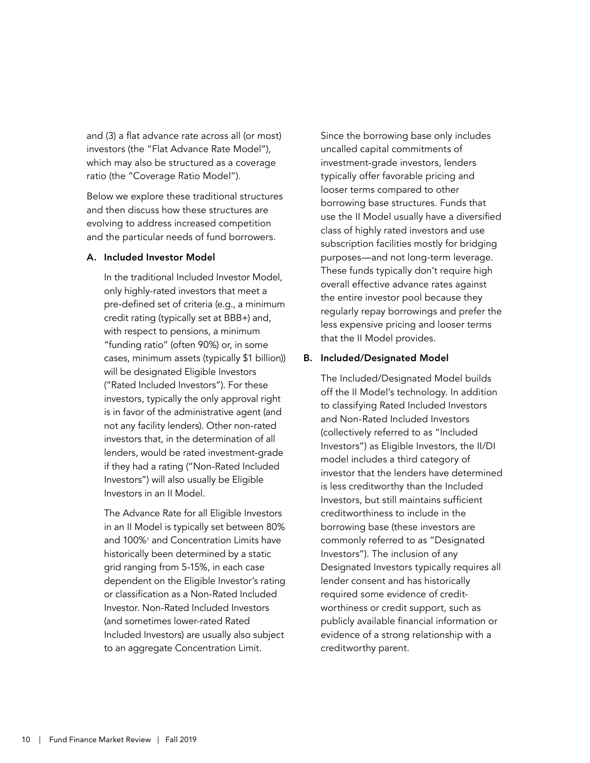and (3) a flat advance rate across all (or most) investors (the "Flat Advance Rate Model"), which may also be structured as a coverage ratio (the "Coverage Ratio Model").

Below we explore these traditional structures and then discuss how these structures are evolving to address increased competition and the particular needs of fund borrowers.

### A. Included Investor Model

In the traditional Included Investor Model, only highly-rated investors that meet a pre-defined set of criteria (e.g., a minimum credit rating (typically set at BBB+) and, with respect to pensions, a minimum "funding ratio" (often 90%) or, in some cases, minimum assets (typically $1 billion)) will be designated Eligible Investors ("Rated Included Investors"). For these investors, typically the only approval right is in favor of the administrative agent (and not any facility lenders). Other non-rated investors that, in the determination of all lenders, would be rated investment-grade if they had a rating ("Non-Rated Included Investors") will also usually be Eligible Investors in an II Model.

The Advance Rate for all Eligible Investors in an II Model is typically set between 80% and 100%[1] and Concentration Limits have historically been determined by a static grid ranging from 5-15%, in each case dependent on the Eligible Investor's rating or classification as a Non-Rated Included Investor. Non-Rated Included Investors (and sometimes lower-rated Rated Included Investors) are usually also subject to an aggregate Concentration Limit.

Since the borrowing base only includes uncalled capital commitments of investment-grade investors, lenders typically offer favorable pricing and looser terms compared to other borrowing base structures. Funds that use the II Model usually have a diversified class of highly rated investors and use subscription facilities mostly for bridging purposes—and not long-term leverage. These funds typically don't require high overall effective advance rates against the entire investor pool because they regularly repay borrowings and prefer the less expensive pricing and looser terms that the II Model provides.

### B. Included/Designated Model

The Included/Designated Model builds off the II Model's technology. In addition to classifying Rated Included Investors and Non-Rated Included Investors (collectively referred to as "Included Investors") as Eligible Investors, the II/DI model includes a third category of investor that the lenders have determined is less creditworthy than the Included Investors, but still maintains sufficient creditworthiness to include in the borrowing base (these investors are commonly referred to as "Designated Investors"). The inclusion of any Designated Investors typically requires all lender consent and has historically required some evidence of credit-worthiness or credit support, such as publicly available financial information or evidence of a strong relationship with a creditworthy parent.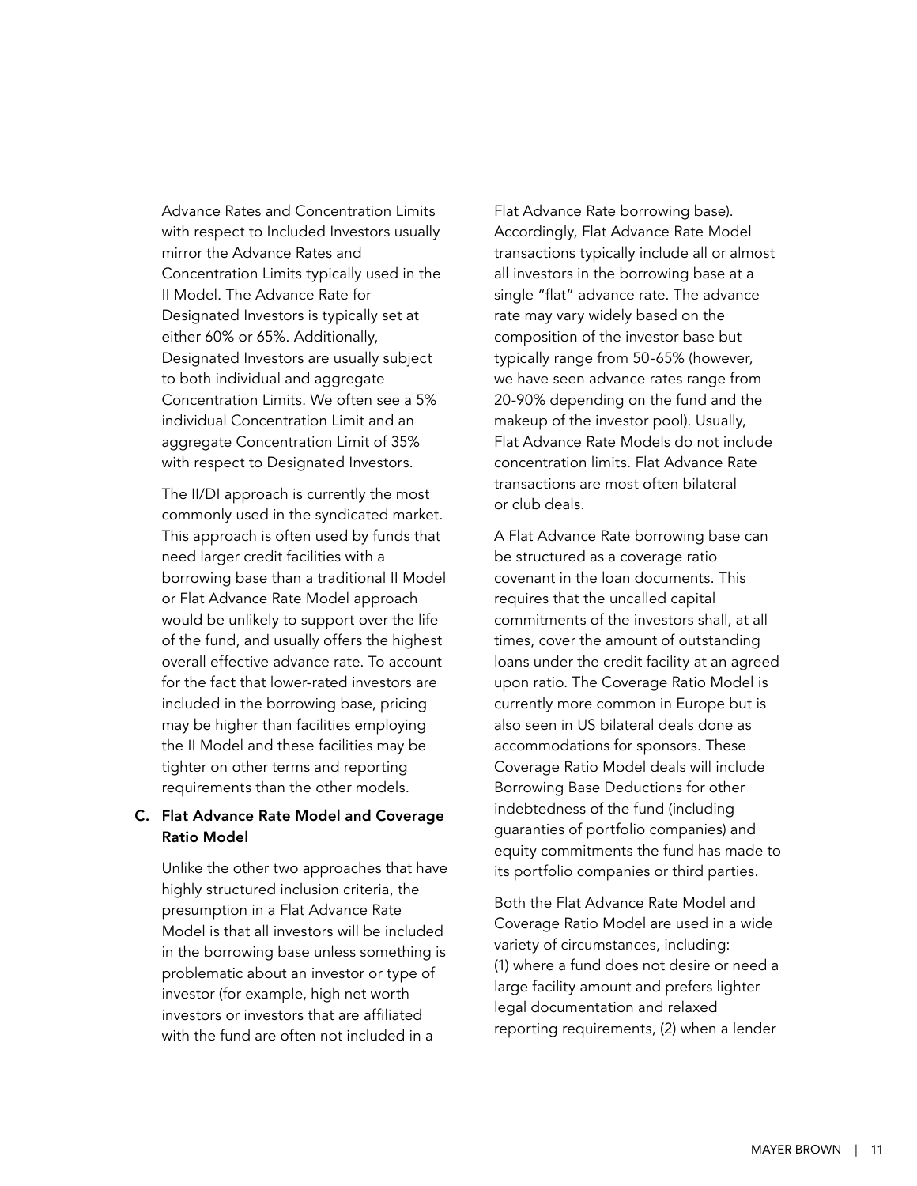Advance Rates and Concentration Limits with respect to Included Investors usually mirror the Advance Rates and Concentration Limits typically used in the II Model. The Advance Rate for Designated Investors is typically set at either 60% or 65%. Additionally, Designated Investors are usually subject to both individual and aggregate Concentration Limits. We often see a 5% individual Concentration Limit and an aggregate Concentration Limit of 35% with respect to Designated Investors.

The II/DI approach is currently the most commonly used in the syndicated market. This approach is often used by funds that need larger credit facilities with a borrowing base than a traditional II Model or Flat Advance Rate Model approach would be unlikely to support over the life of the fund, and usually offers the highest overall effective advance rate. To account for the fact that lower-rated investors are included in the borrowing base, pricing may be higher than facilities employing the II Model and these facilities may be tighter on other terms and reporting requirements than the other models.

### C. Flat Advance Rate Model and Coverage Ratio Model

Unlike the other two approaches that have highly structured inclusion criteria, the presumption in a Flat Advance Rate Model is that all investors will be included in the borrowing base unless something is problematic about an investor or type of investor (for example, high net worth investors or investors that are affiliated with the fund are often not included in a Flat Advance Rate borrowing base). Accordingly, Flat Advance Rate Model transactions typically include all or almost all investors in the borrowing base at a single "flat" advance rate. The advance rate may vary widely based on the composition of the investor base but typically range from 50-65% (however, we have seen advance rates range from 20-90% depending on the fund and the makeup of the investor pool). Usually, Flat Advance Rate Models do not include concentration limits. Flat Advance Rate transactions are most often bilateral or club deals.

A Flat Advance Rate borrowing base can be structured as a coverage ratio covenant in the loan documents. This requires that the uncalled capital commitments of the investors shall, at all times, cover the amount of outstanding loans under the credit facility at an agreed upon ratio. The Coverage Ratio Model is currently more common in Europe but is also seen in US bilateral deals done as accommodations for sponsors. These Coverage Ratio Model deals will include Borrowing Base Deductions for other indebtedness of the fund (including guaranties of portfolio companies) and equity commitments the fund has made to its portfolio companies or third parties.

Both the Flat Advance Rate Model and Coverage Ratio Model are used in a wide variety of circumstances, including: (1) where a fund does not desire or need a large facility amount and prefers lighter legal documentation and relaxed reporting requirements, (2) when a lender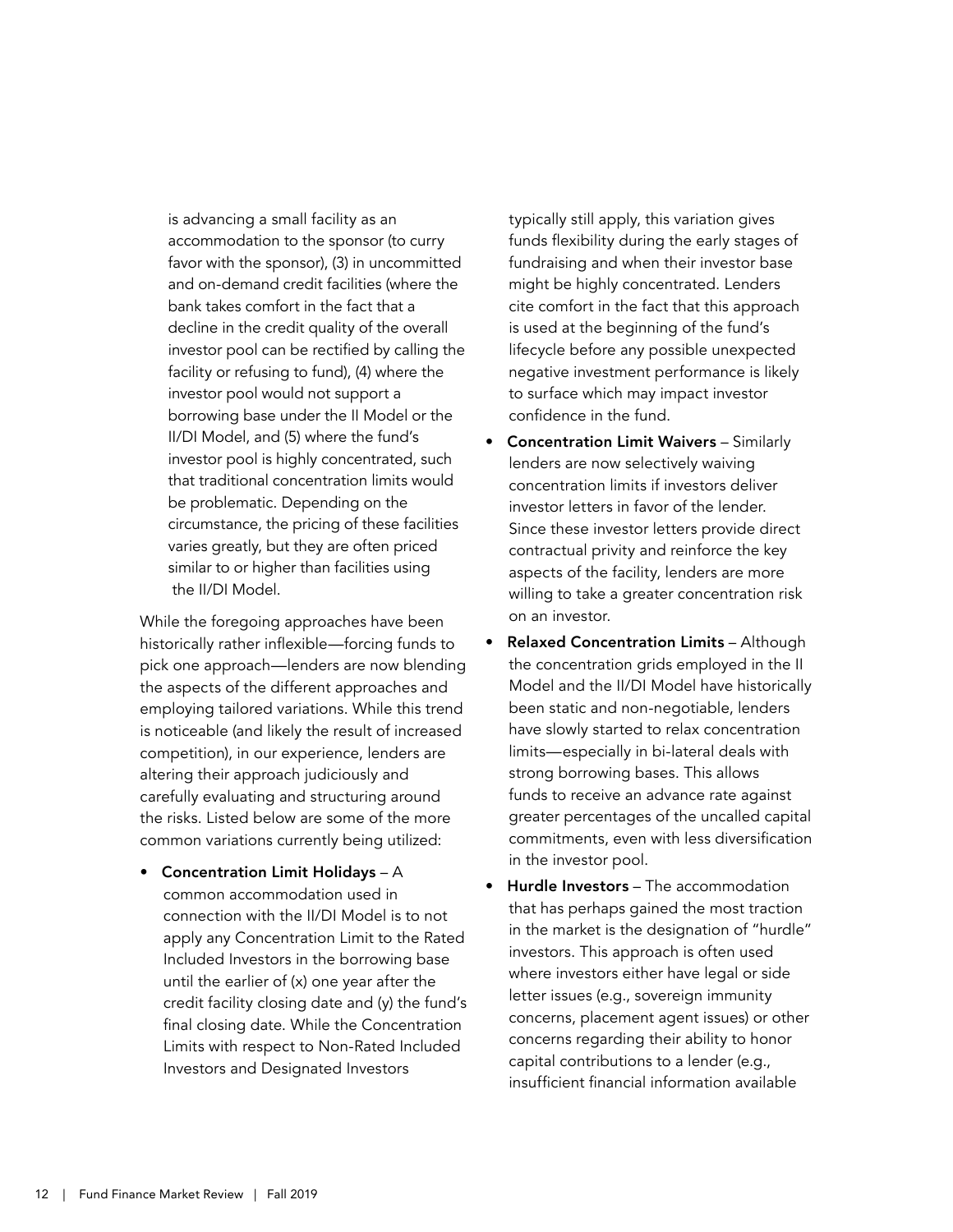is advancing a small facility as an accommodation to the sponsor (to curry favor with the sponsor), (3) in uncommitted and on-demand credit facilities (where the bank takes comfort in the fact that a decline in the credit quality of the overall investor pool can be rectified by calling the facility or refusing to fund), (4) where the investor pool would not support a borrowing base under the II Model or the II/DI Model, and (5) where the fund's investor pool is highly concentrated, such that traditional concentration limits would be problematic. Depending on the circumstance, the pricing of these facilities varies greatly, but they are often priced similar to or higher than facilities using the II/DI Model.

While the foregoing approaches have been historically rather inflexible—forcing funds to pick one approach—lenders are now blending the aspects of the different approaches and employing tailored variations. While this trend is noticeable (and likely the result of increased competition), in our experience, lenders are altering their approach judiciously and carefully evaluating and structuring around the risks. Listed below are some of the more common variations currently being utilized:

- **Concentration Limit Holidays** – A common accommodation used in connection with the II/DI Model is to not apply any Concentration Limit to the Rated Included Investors in the borrowing base until the earlier of (x) one year after the credit facility closing date and (y) the fund's final closing date. While the Concentration Limits with respect to Non-Rated Included Investors and Designated Investors typically still apply, this variation gives funds flexibility during the early stages of fundraising and when their investor base might be highly concentrated. Lenders cite comfort in the fact that this approach is used at the beginning of the fund's lifecycle before any possible unexpected negative investment performance is likely to surface which may impact investor confidence in the fund.
- **Concentration Limit Waivers** – Similarly lenders are now selectively waiving concentration limits if investors deliver investor letters in favor of the lender. Since these investor letters provide direct contractual privity and reinforce the key aspects of the facility, lenders are more willing to take a greater concentration risk on an investor.
- **Relaxed Concentration Limits** – Although the concentration grids employed in the II Model and the II/DI Model have historically been static and non-negotiable, lenders have slowly started to relax concentration limits—especially in bi-lateral deals with strong borrowing bases. This allows funds to receive an advance rate against greater percentages of the uncalled capital commitments, even with less diversification in the investor pool.
- **Hurdle Investors** – The accommodation that has perhaps gained the most traction in the market is the designation of "hurdle" investors. This approach is often used where investors either have legal or side letter issues (e.g., sovereign immunity concerns, placement agent issues) or other concerns regarding their ability to honor capital contributions to a lender (e.g., insufficient financial information available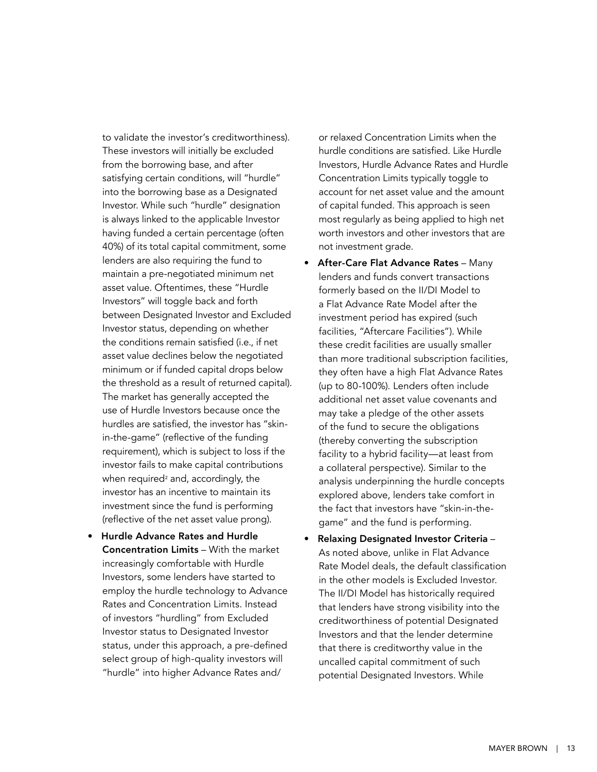to validate the investor's creditworthiness). These investors will initially be excluded from the borrowing base, and after satisfying certain conditions, will "hurdle" into the borrowing base as a Designated Investor. While such "hurdle" designation is always linked to the applicable Investor having funded a certain percentage (often 40%) of its total capital commitment, some lenders are also requiring the fund to maintain a pre-negotiated minimum net asset value. Oftentimes, these "Hurdle Investors" will toggle back and forth between Designated Investor and Excluded Investor status, depending on whether the conditions remain satisfied (i.e., if net asset value declines below the negotiated minimum or if funded capital drops below the threshold as a result of returned capital). The market has generally accepted the use of Hurdle Investors because once the hurdles are satisfied, the investor has "skin-in-the-game" (reflective of the funding requirement), which is subject to loss if the investor fails to make capital contributions when required[2] and, accordingly, the investor has an incentive to maintain its investment since the fund is performing (reflective of the net asset value prong).

- **Hurdle Advance Rates and Hurdle Concentration Limits** – With the market increasingly comfortable with Hurdle Investors, some lenders have started to employ the hurdle technology to Advance Rates and Concentration Limits. Instead of investors "hurdling" from Excluded Investor status to Designated Investor status, under this approach, a pre-defined select group of high-quality investors will "hurdle" into higher Advance Rates and/or relaxed Concentration Limits when the hurdle conditions are satisfied. Like Hurdle Investors, Hurdle Advance Rates and Hurdle Concentration Limits typically toggle to account for net asset value and the amount of capital funded. This approach is seen most regularly as being applied to high net worth investors and other investors that are not investment grade.
- **After-Care Flat Advance Rates** – Many lenders and funds convert transactions formerly based on the II/DI Model to a Flat Advance Rate Model after the investment period has expired (such facilities, "Aftercare Facilities"). While these credit facilities are usually smaller than more traditional subscription facilities, they often have a high Flat Advance Rates (up to 80-100%). Lenders often include additional net asset value covenants and may take a pledge of the other assets of the fund to secure the obligations (thereby converting the subscription facility to a hybrid facility—at least from a collateral perspective). Similar to the analysis underpinning the hurdle concepts explored above, lenders take comfort in the fact that investors have "skin-in-the-game" and the fund is performing.
- **Relaxing Designated Investor Criteria** – As noted above, unlike in Flat Advance Rate Model deals, the default classification in the other models is Excluded Investor. The II/DI Model has historically required that lenders have strong visibility into the creditworthiness of potential Designated Investors and that the lender determine that there is creditworthy value in the uncalled capital commitment of such potential Designated Investors. While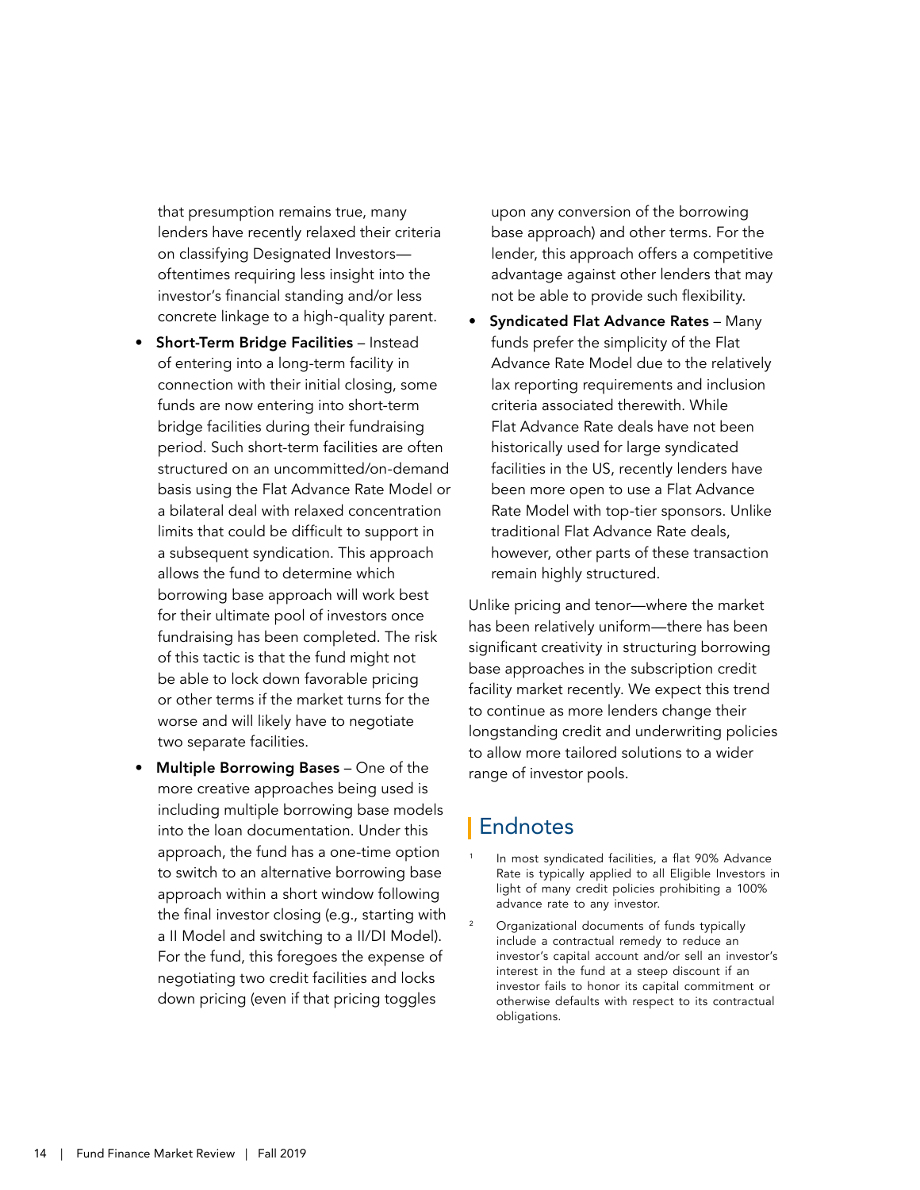that presumption remains true, many lenders have recently relaxed their criteria on classifying Designated Investors—oftentimes requiring less insight into the investor's financial standing and/or less concrete linkage to a high-quality parent.

- **Short-Term Bridge Facilities** – Instead of entering into a long-term facility in connection with their initial closing, some funds are now entering into short-term bridge facilities during their fundraising period. Such short-term facilities are often structured on an uncommitted/on-demand basis using the Flat Advance Rate Model or a bilateral deal with relaxed concentration limits that could be difficult to support in a subsequent syndication. This approach allows the fund to determine which borrowing base approach will work best for their ultimate pool of investors once fundraising has been completed. The risk of this tactic is that the fund might not be able to lock down favorable pricing or other terms if the market turns for the worse and will likely have to negotiate two separate facilities.
- **Multiple Borrowing Bases** – One of the more creative approaches being used is including multiple borrowing base models into the loan documentation. Under this approach, the fund has a one-time option to switch to an alternative borrowing base approach within a short window following the final investor closing (e.g., starting with a II Model and switching to a II/DI Model). For the fund, this foregoes the expense of negotiating two credit facilities and locks down pricing (even if that pricing toggles upon any conversion of the borrowing base approach) and other terms. For the lender, this approach offers a competitive advantage against other lenders that may not be able to provide such flexibility.
- **Syndicated Flat Advance Rates** – Many funds prefer the simplicity of the Flat Advance Rate Model due to the relatively lax reporting requirements and inclusion criteria associated therewith. While Flat Advance Rate deals have not been historically used for large syndicated facilities in the US, recently lenders have been more open to use a Flat Advance Rate Model with top-tier sponsors. Unlike traditional Flat Advance Rate deals, however, other parts of these transaction remain highly structured.

Unlike pricing and tenor—where the market has been relatively uniform—there has been significant creativity in structuring borrowing base approaches in the subscription credit facility market recently. We expect this trend to continue as more lenders change their longstanding credit and underwriting policies to allow more tailored solutions to a wider range of investor pools.

## Endnotes

[1] In most syndicated facilities, a flat 90% Advance Rate is typically applied to all Eligible Investors in light of many credit policies prohibiting a 100% advance rate to any investor.

[2] Organizational documents of funds typically include a contractual remedy to reduce an investor's capital account and/or sell an investor's interest in the fund at a steep discount if an investor fails to honor its capital commitment or otherwise defaults with respect to its contractual obligations.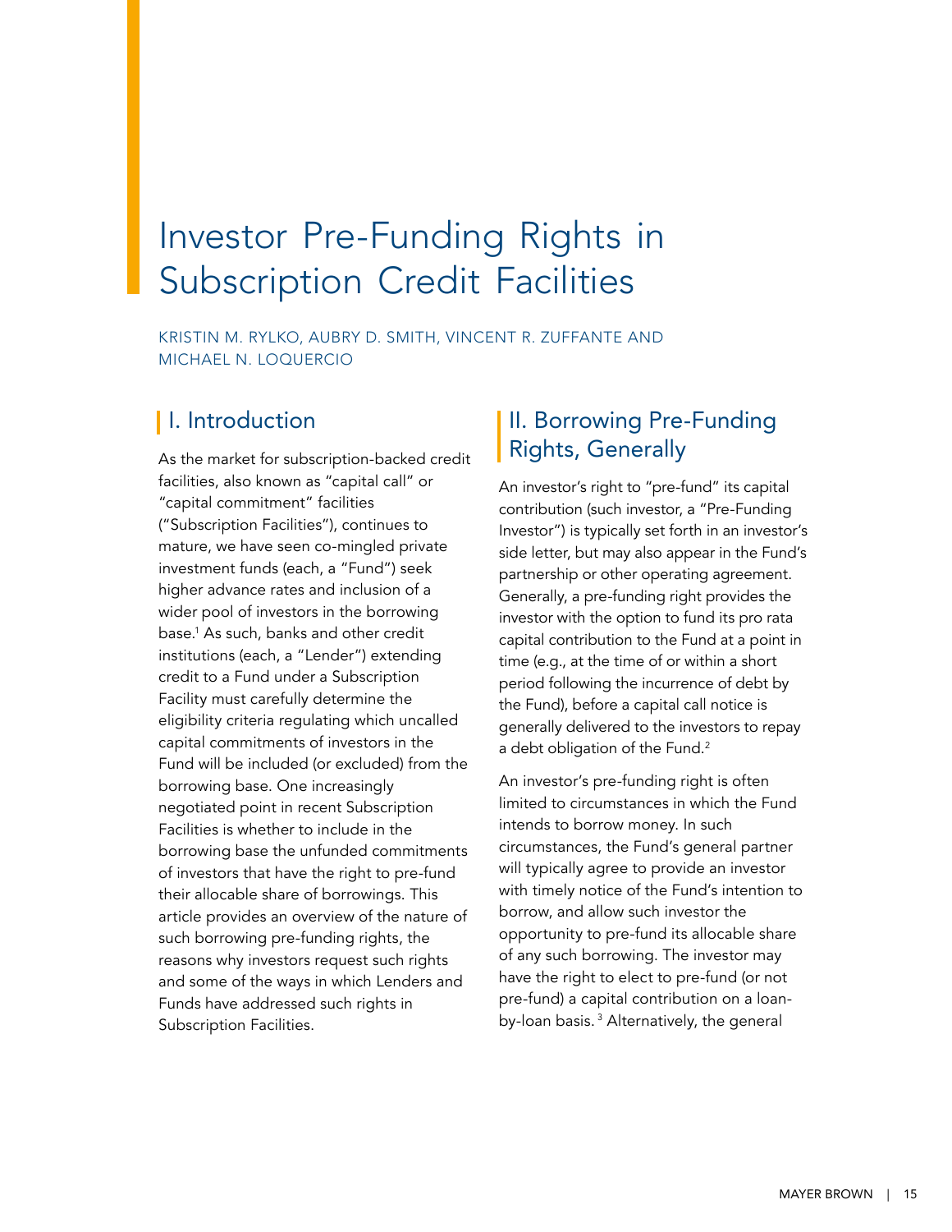# Investor Pre-Funding Rights in Subscription Credit Facilities

KRISTIN M. RYLKO, AUBRY D. SMITH, VINCENT R. ZUFFANTE AND MICHAEL N. LOQUERCIO

## I. Introduction

As the market for subscription-backed credit facilities, also known as "capital call" or "capital commitment" facilities ("Subscription Facilities"), continues to mature, we have seen co-mingled private investment funds (each, a "Fund") seek higher advance rates and inclusion of a wider pool of investors in the borrowing base.[1] As such, banks and other credit institutions (each, a "Lender") extending credit to a Fund under a Subscription Facility must carefully determine the eligibility criteria regulating which uncalled capital commitments of investors in the Fund will be included (or excluded) from the borrowing base. One increasingly negotiated point in recent Subscription Facilities is whether to include in the borrowing base the unfunded commitments of investors that have the right to pre-fund their allocable share of borrowings. This article provides an overview of the nature of such borrowing pre-funding rights, the reasons why investors request such rights and some of the ways in which Lenders and Funds have addressed such rights in Subscription Facilities.

## II. Borrowing Pre-Funding Rights, Generally

An investor's right to "pre-fund" its capital contribution (such investor, a "Pre-Funding Investor") is typically set forth in an investor's side letter, but may also appear in the Fund's partnership or other operating agreement. Generally, a pre-funding right provides the investor with the option to fund its pro rata capital contribution to the Fund at a point in time (e.g., at the time of or within a short period following the incurrence of debt by the Fund), before a capital call notice is generally delivered to the investors to repay a debt obligation of the Fund.[2]

An investor's pre-funding right is often limited to circumstances in which the Fund intends to borrow money. In such circumstances, the Fund's general partner will typically agree to provide an investor with timely notice of the Fund's intention to borrow, and allow such investor the opportunity to pre-fund its allocable share of any such borrowing. The investor may have the right to elect to pre-fund (or not pre-fund) a capital contribution on a loan-by-loan basis.[3] Alternatively, the general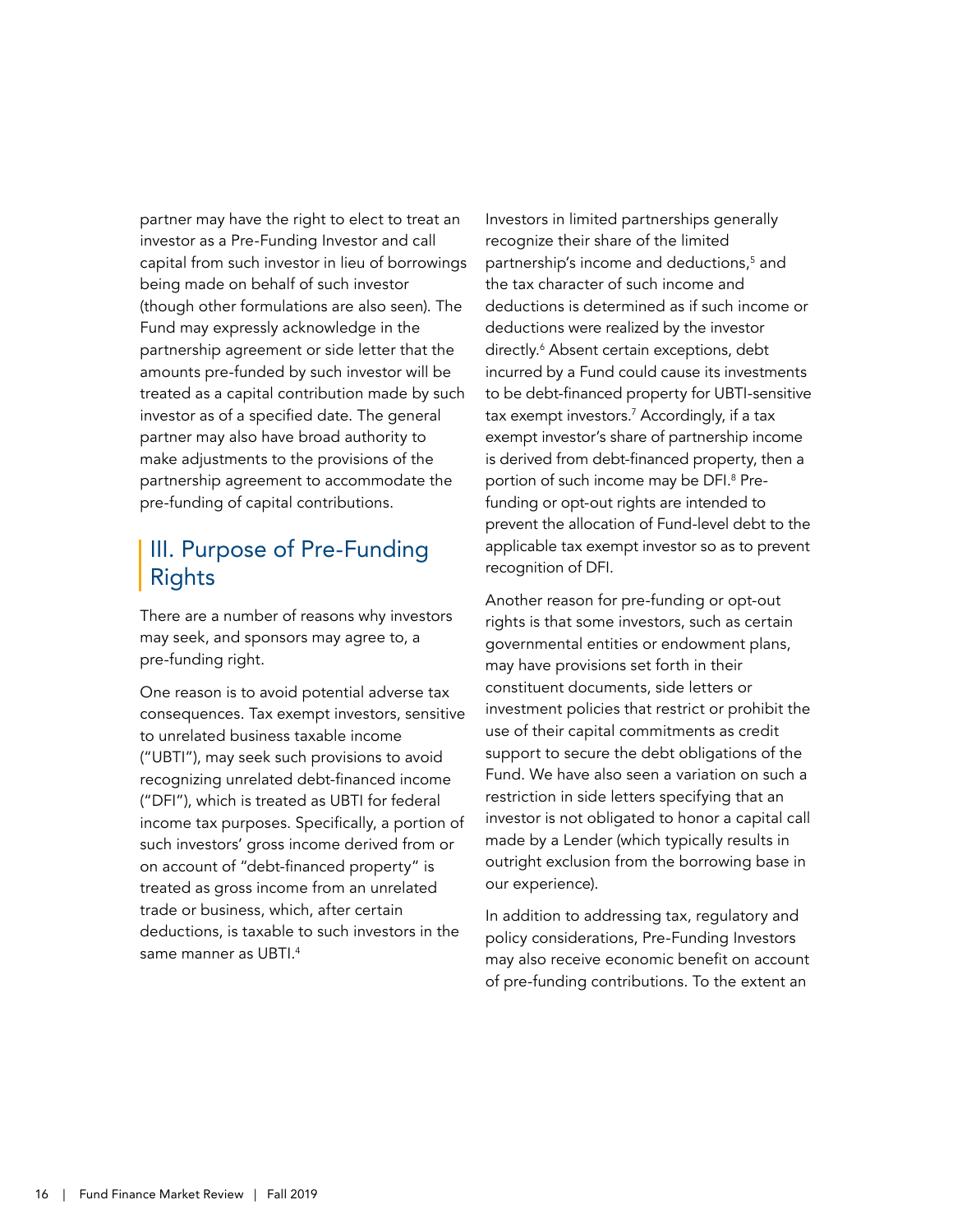partner may have the right to elect to treat an investor as a Pre-Funding Investor and call capital from such investor in lieu of borrowings being made on behalf of such investor (though other formulations are also seen). The Fund may expressly acknowledge in the partnership agreement or side letter that the amounts pre-funded by such investor will be treated as a capital contribution made by such investor as of a specified date. The general partner may also have broad authority to make adjustments to the provisions of the partnership agreement to accommodate the pre-funding of capital contributions.

## III. Purpose of Pre-Funding Rights

There are a number of reasons why investors may seek, and sponsors may agree to, a pre-funding right.

One reason is to avoid potential adverse tax consequences. Tax exempt investors, sensitive to unrelated business taxable income ("UBTI"), may seek such provisions to avoid recognizing unrelated debt-financed income ("DFI"), which is treated as UBTI for federal income tax purposes. Specifically, a portion of such investors' gross income derived from or on account of "debt-financed property" is treated as gross income from an unrelated trade or business, which, after certain deductions, is taxable to such investors in the same manner as UBTI.[4]

Investors in limited partnerships generally recognize their share of the limited partnership's income and deductions,[5] and the tax character of such income and deductions is determined as if such income or deductions were realized by the investor directly.[6] Absent certain exceptions, debt incurred by a Fund could cause its investments to be debt-financed property for UBTI-sensitive tax exempt investors.[7] Accordingly, if a tax exempt investor's share of partnership income is derived from debt-financed property, then a portion of such income may be DFI.[8] Pre-funding or opt-out rights are intended to prevent the allocation of Fund-level debt to the applicable tax exempt investor so as to prevent recognition of DFI.

Another reason for pre-funding or opt-out rights is that some investors, such as certain governmental entities or endowment plans, may have provisions set forth in their constituent documents, side letters or investment policies that restrict or prohibit the use of their capital commitments as credit support to secure the debt obligations of the Fund. We have also seen a variation on such a restriction in side letters specifying that an investor is not obligated to honor a capital call made by a Lender (which typically results in outright exclusion from the borrowing base in our experience).

In addition to addressing tax, regulatory and policy considerations, Pre-Funding Investors may also receive economic benefit on account of pre-funding contributions. To the extent an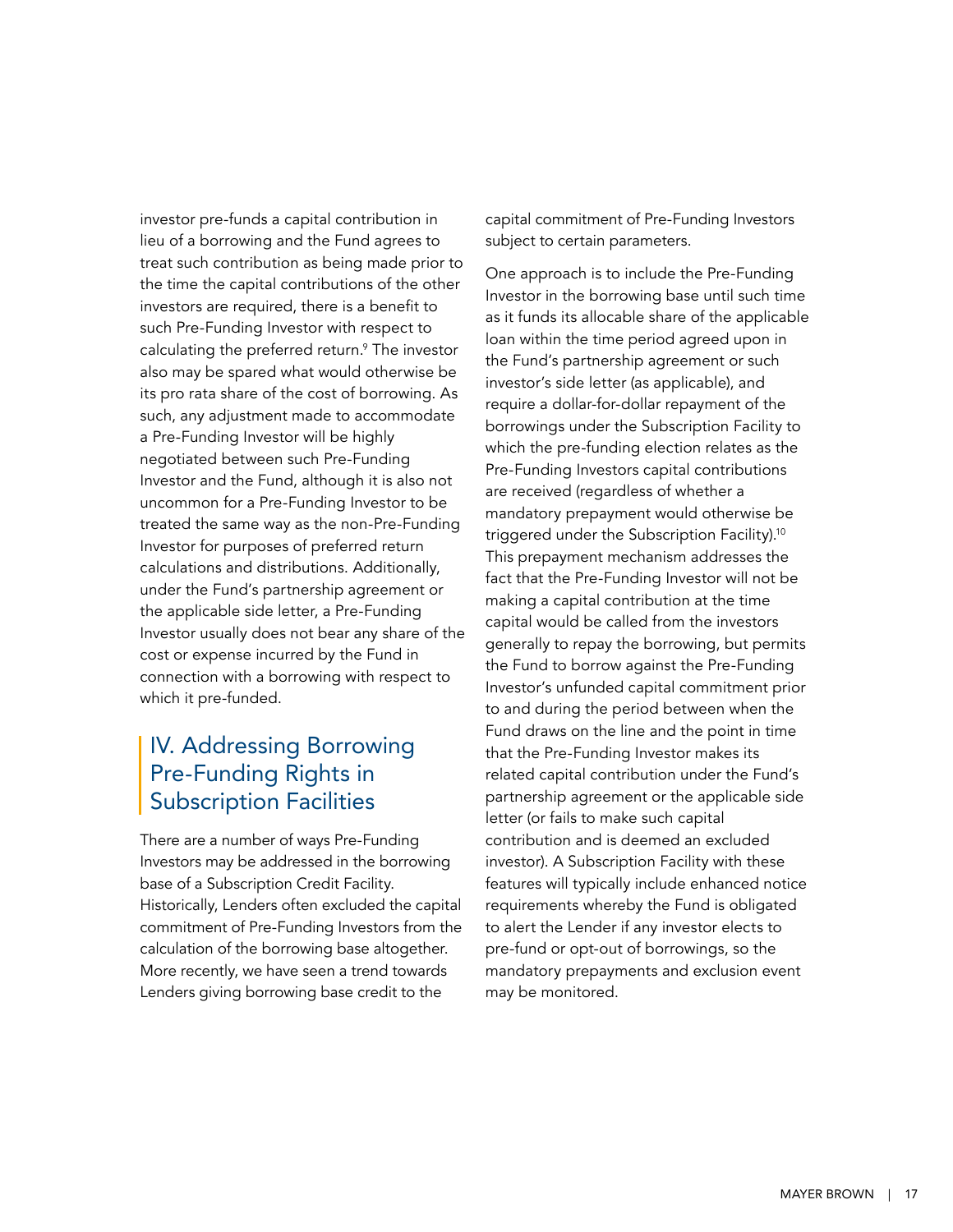investor pre-funds a capital contribution in lieu of a borrowing and the Fund agrees to treat such contribution as being made prior to the time the capital contributions of the other investors are required, there is a benefit to such Pre-Funding Investor with respect to calculating the preferred return.[9] The investor also may be spared what would otherwise be its pro rata share of the cost of borrowing. As such, any adjustment made to accommodate a Pre-Funding Investor will be highly negotiated between such Pre-Funding Investor and the Fund, although it is also not uncommon for a Pre-Funding Investor to be treated the same way as the non-Pre-Funding Investor for purposes of preferred return calculations and distributions. Additionally, under the Fund's partnership agreement or the applicable side letter, a Pre-Funding Investor usually does not bear any share of the cost or expense incurred by the Fund in connection with a borrowing with respect to which it pre-funded.

## IV. Addressing Borrowing Pre-Funding Rights in Subscription Facilities

There are a number of ways Pre-Funding Investors may be addressed in the borrowing base of a Subscription Credit Facility. Historically, Lenders often excluded the capital commitment of Pre-Funding Investors from the calculation of the borrowing base altogether. More recently, we have seen a trend towards Lenders giving borrowing base credit to the capital commitment of Pre-Funding Investors subject to certain parameters.

One approach is to include the Pre-Funding Investor in the borrowing base until such time as it funds its allocable share of the applicable loan within the time period agreed upon in the Fund's partnership agreement or such investor's side letter (as applicable), and require a dollar-for-dollar repayment of the borrowings under the Subscription Facility to which the pre-funding election relates as the Pre-Funding Investors capital contributions are received (regardless of whether a mandatory prepayment would otherwise be triggered under the Subscription Facility).[10] This prepayment mechanism addresses the fact that the Pre-Funding Investor will not be making a capital contribution at the time capital would be called from the investors generally to repay the borrowing, but permits the Fund to borrow against the Pre-Funding Investor's unfunded capital commitment prior to and during the period between when the Fund draws on the line and the point in time that the Pre-Funding Investor makes its related capital contribution under the Fund's partnership agreement or the applicable side letter (or fails to make such capital contribution and is deemed an excluded investor). A Subscription Facility with these features will typically include enhanced notice requirements whereby the Fund is obligated to alert the Lender if any investor elects to pre-fund or opt-out of borrowings, so the mandatory prepayments and exclusion event may be monitored.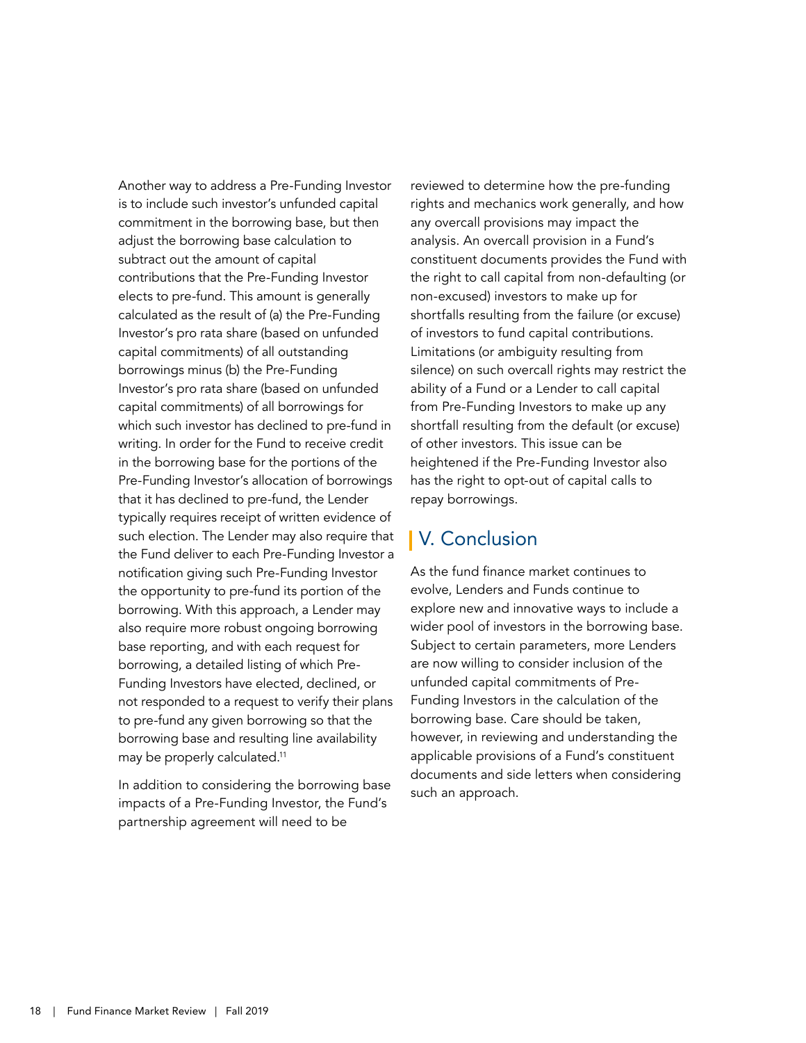Another way to address a Pre-Funding Investor is to include such investor's unfunded capital commitment in the borrowing base, but then adjust the borrowing base calculation to subtract out the amount of capital contributions that the Pre-Funding Investor elects to pre-fund. This amount is generally calculated as the result of (a) the Pre-Funding Investor's pro rata share (based on unfunded capital commitments) of all outstanding borrowings minus (b) the Pre-Funding Investor's pro rata share (based on unfunded capital commitments) of all borrowings for which such investor has declined to pre-fund in writing. In order for the Fund to receive credit in the borrowing base for the portions of the Pre-Funding Investor's allocation of borrowings that it has declined to pre-fund, the Lender typically requires receipt of written evidence of such election. The Lender may also require that the Fund deliver to each Pre-Funding Investor a notification giving such Pre-Funding Investor the opportunity to pre-fund its portion of the borrowing. With this approach, a Lender may also require more robust ongoing borrowing base reporting, and with each request for borrowing, a detailed listing of which Pre-Funding Investors have elected, declined, or not responded to a request to verify their plans to pre-fund any given borrowing so that the borrowing base and resulting line availability may be properly calculated.[11]

In addition to considering the borrowing base impacts of a Pre-Funding Investor, the Fund's partnership agreement will need to be reviewed to determine how the pre-funding rights and mechanics work generally, and how any overcall provisions may impact the analysis. An overcall provision in a Fund's constituent documents provides the Fund with the right to call capital from non-defaulting (or non-excused) investors to make up for shortfalls resulting from the failure (or excuse) of investors to fund capital contributions. Limitations (or ambiguity resulting from silence) on such overcall rights may restrict the ability of a Fund or a Lender to call capital from Pre-Funding Investors to make up any shortfall resulting from the default (or excuse) of other investors. This issue can be heightened if the Pre-Funding Investor also has the right to opt-out of capital calls to repay borrowings.

## V. Conclusion

As the fund finance market continues to evolve, Lenders and Funds continue to explore new and innovative ways to include a wider pool of investors in the borrowing base. Subject to certain parameters, more Lenders are now willing to consider inclusion of the unfunded capital commitments of Pre-Funding Investors in the calculation of the borrowing base. Care should be taken, however, in reviewing and understanding the applicable provisions of a Fund's constituent documents and side letters when considering such an approach.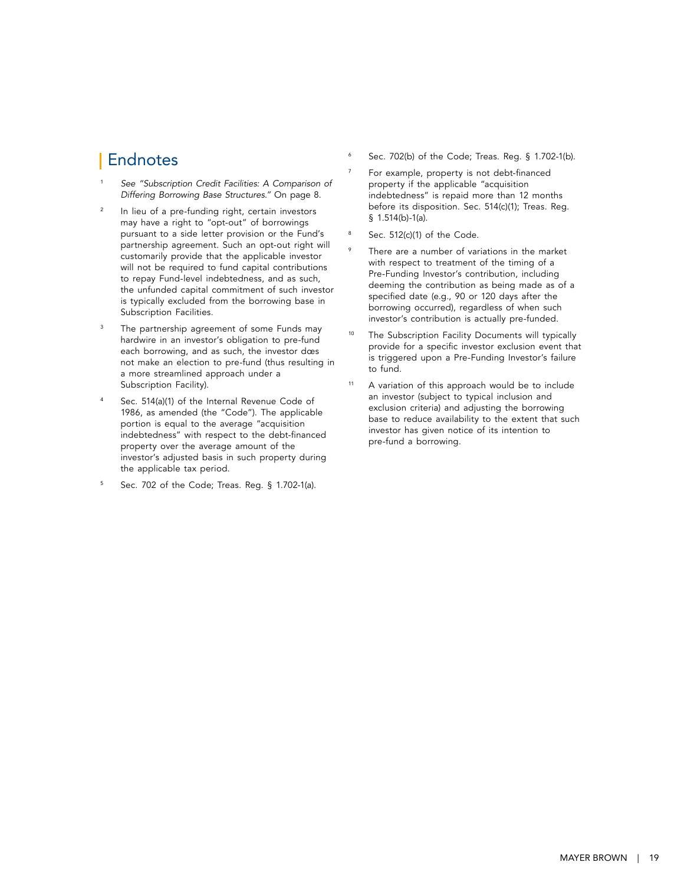# Endnotes

1. *See "Subscription Credit Facilities: A Comparison of Differing Borrowing Base Structures."* On page 8.

2. In lieu of a pre-funding right, certain investors may have a right to "opt-out" of borrowings pursuant to a side letter provision or the Fund's partnership agreement. Such an opt-out right will customarily provide that the applicable investor will not be required to fund capital contributions to repay Fund-level indebtedness, and as such, the unfunded capital commitment of such investor is typically excluded from the borrowing base in Subscription Facilities.

3. The partnership agreement of some Funds may hardwire in an investor's obligation to pre-fund each borrowing, and as such, the investor dœs not make an election to pre-fund (thus resulting in a more streamlined approach under a Subscription Facility).

4. Sec. 514(a)(1) of the Internal Revenue Code of 1986, as amended (the "Code"). The applicable portion is equal to the average "acquisition indebtedness" with respect to the debt-financed property over the average amount of the investor's adjusted basis in such property during the applicable tax period.

5. Sec. 702 of the Code; Treas. Reg. § 1.702-1(a).

6. Sec. 702(b) of the Code; Treas. Reg. § 1.702-1(b).

7. For example, property is not debt-financed property if the applicable "acquisition indebtedness" is repaid more than 12 months before its disposition. Sec. 514(c)(1); Treas. Reg. § 1.514(b)-1(a).

8. Sec. 512(c)(1) of the Code.

9. There are a number of variations in the market with respect to treatment of the timing of a Pre-Funding Investor's contribution, including deeming the contribution as being made as of a specified date (e.g., 90 or 120 days after the borrowing occurred), regardless of when such investor's contribution is actually pre-funded.

10. The Subscription Facility Documents will typically provide for a specific investor exclusion event that is triggered upon a Pre-Funding Investor's failure to fund.

11. A variation of this approach would be to include an investor (subject to typical inclusion and exclusion criteria) and adjusting the borrowing base to reduce availability to the extent that such investor has given notice of its intention to pre-fund a borrowing.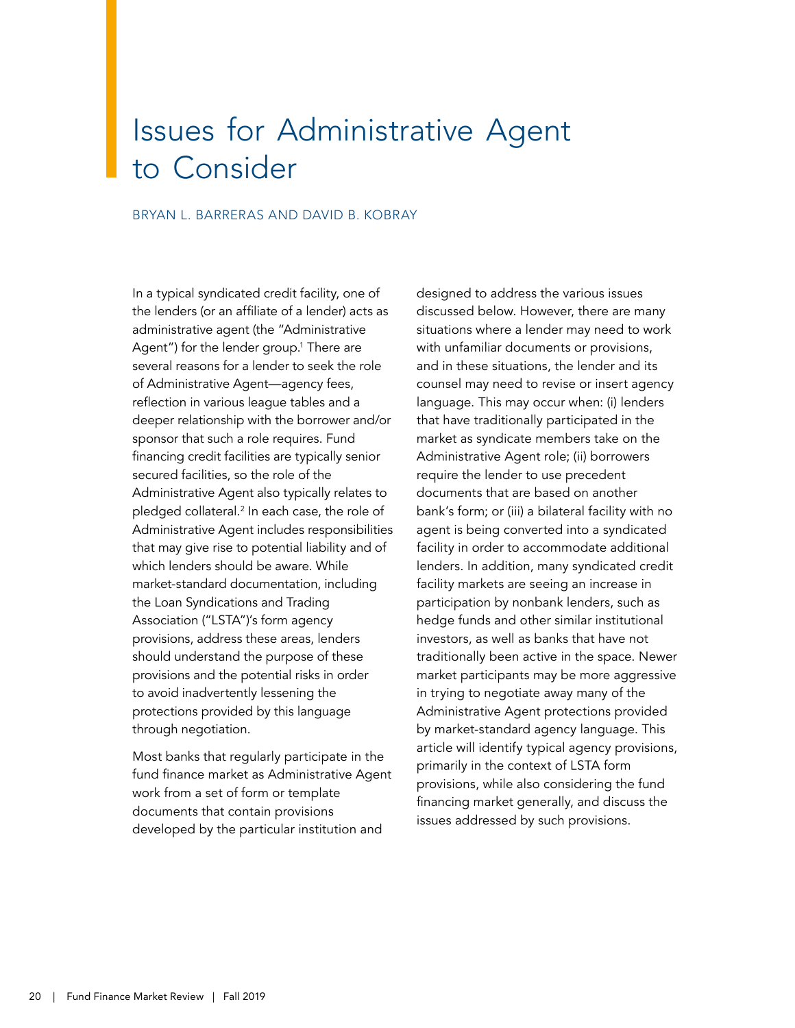# Issues for Administrative Agent to Consider

BRYAN L. BARRERAS AND DAVID B. KOBRAY

In a typical syndicated credit facility, one of the lenders (or an affiliate of a lender) acts as administrative agent (the "Administrative Agent") for the lender group.[1] There are several reasons for a lender to seek the role of Administrative Agent—agency fees, reflection in various league tables and a deeper relationship with the borrower and/or sponsor that such a role requires. Fund financing credit facilities are typically senior secured facilities, so the role of the Administrative Agent also typically relates to pledged collateral.[2] In each case, the role of Administrative Agent includes responsibilities that may give rise to potential liability and of which lenders should be aware. While market-standard documentation, including the Loan Syndications and Trading Association ("LSTA")'s form agency provisions, address these areas, lenders should understand the purpose of these provisions and the potential risks in order to avoid inadvertently lessening the protections provided by this language through negotiation.

Most banks that regularly participate in the fund finance market as Administrative Agent work from a set of form or template documents that contain provisions developed by the particular institution and designed to address the various issues discussed below. However, there are many situations where a lender may need to work with unfamiliar documents or provisions, and in these situations, the lender and its counsel may need to revise or insert agency language. This may occur when: (i) lenders that have traditionally participated in the market as syndicate members take on the Administrative Agent role; (ii) borrowers require the lender to use precedent documents that are based on another bank's form; or (iii) a bilateral facility with no agent is being converted into a syndicated facility in order to accommodate additional lenders. In addition, many syndicated credit facility markets are seeing an increase in participation by nonbank lenders, such as hedge funds and other similar institutional investors, as well as banks that have not traditionally been active in the space. Newer market participants may be more aggressive in trying to negotiate away many of the Administrative Agent protections provided by market-standard agency language. This article will identify typical agency provisions, primarily in the context of LSTA form provisions, while also considering the fund financing market generally, and discuss the issues addressed by such provisions.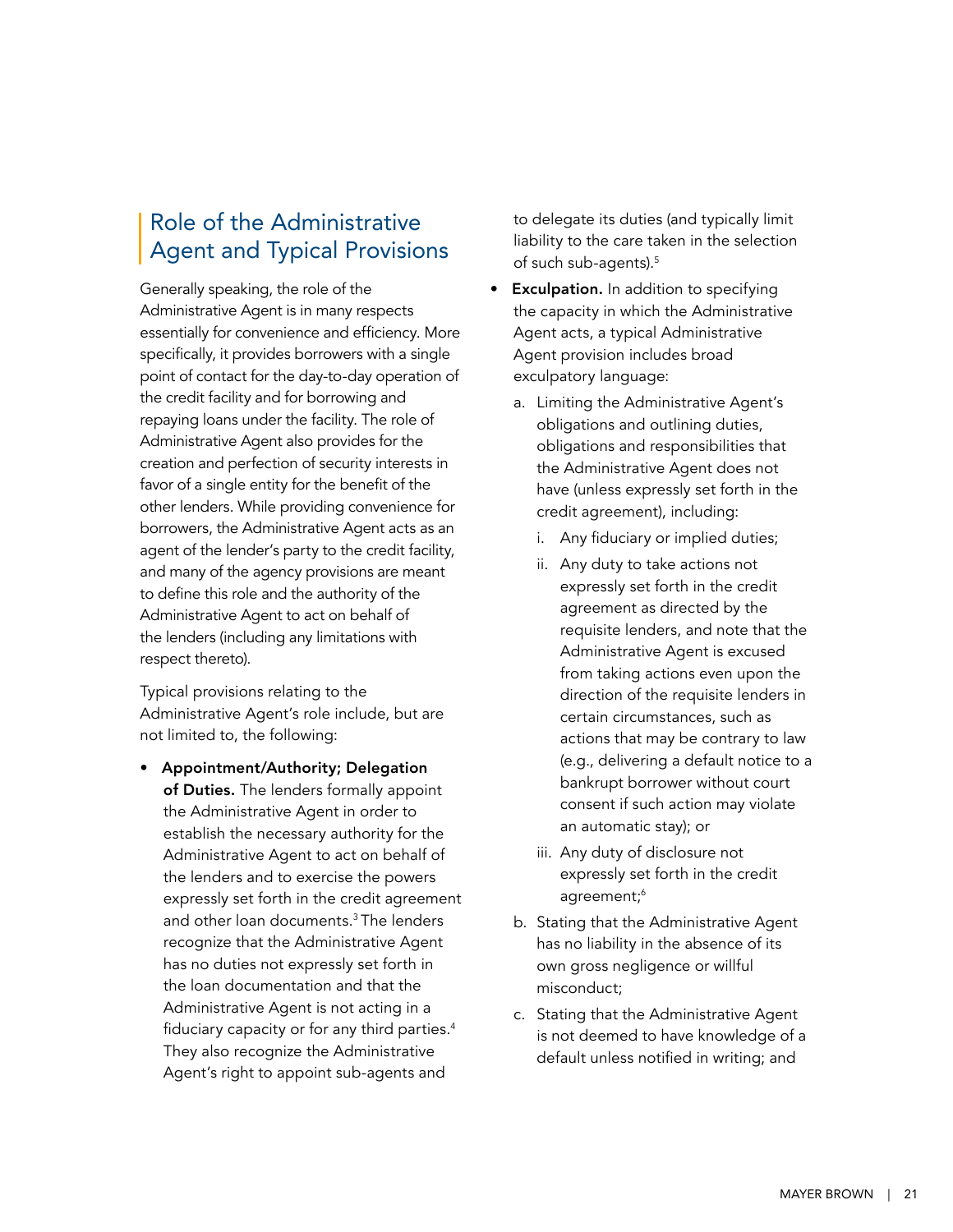## Role of the Administrative Agent and Typical Provisions

Generally speaking, the role of the Administrative Agent is in many respects essentially for convenience and efficiency. More specifically, it provides borrowers with a single point of contact for the day-to-day operation of the credit facility and for borrowing and repaying loans under the facility. The role of Administrative Agent also provides for the creation and perfection of security interests in favor of a single entity for the benefit of the other lenders. While providing convenience for borrowers, the Administrative Agent acts as an agent of the lender's party to the credit facility, and many of the agency provisions are meant to define this role and the authority of the Administrative Agent to act on behalf of the lenders (including any limitations with respect thereto).

Typical provisions relating to the Administrative Agent's role include, but are not limited to, the following:

- **Appointment/Authority; Delegation of Duties.** The lenders formally appoint the Administrative Agent in order to establish the necessary authority for the Administrative Agent to act on behalf of the lenders and to exercise the powers expressly set forth in the credit agreement and other loan documents.[3] The lenders recognize that the Administrative Agent has no duties not expressly set forth in the loan documentation and that the Administrative Agent is not acting in a fiduciary capacity or for any third parties.[4] They also recognize the Administrative Agent's right to appoint sub-agents and to delegate its duties (and typically limit liability to the care taken in the selection of such sub-agents).[5]
- **Exculpation.** In addition to specifying the capacity in which the Administrative Agent acts, a typical Administrative Agent provision includes broad exculpatory language:
  a. Limiting the Administrative Agent's obligations and outlining duties, obligations and responsibilities that the Administrative Agent does not have (unless expressly set forth in the credit agreement), including:
     i. Any fiduciary or implied duties;
     ii. Any duty to take actions not expressly set forth in the credit agreement as directed by the requisite lenders, and note that the Administrative Agent is excused from taking actions even upon the direction of the requisite lenders in certain circumstances, such as actions that may be contrary to law (e.g., delivering a default notice to a bankrupt borrower without court consent if such action may violate an automatic stay); or
     iii. Any duty of disclosure not expressly set forth in the credit agreement;[6]
  b. Stating that the Administrative Agent has no liability in the absence of its own gross negligence or willful misconduct;
  c. Stating that the Administrative Agent is not deemed to have knowledge of a default unless notified in writing; and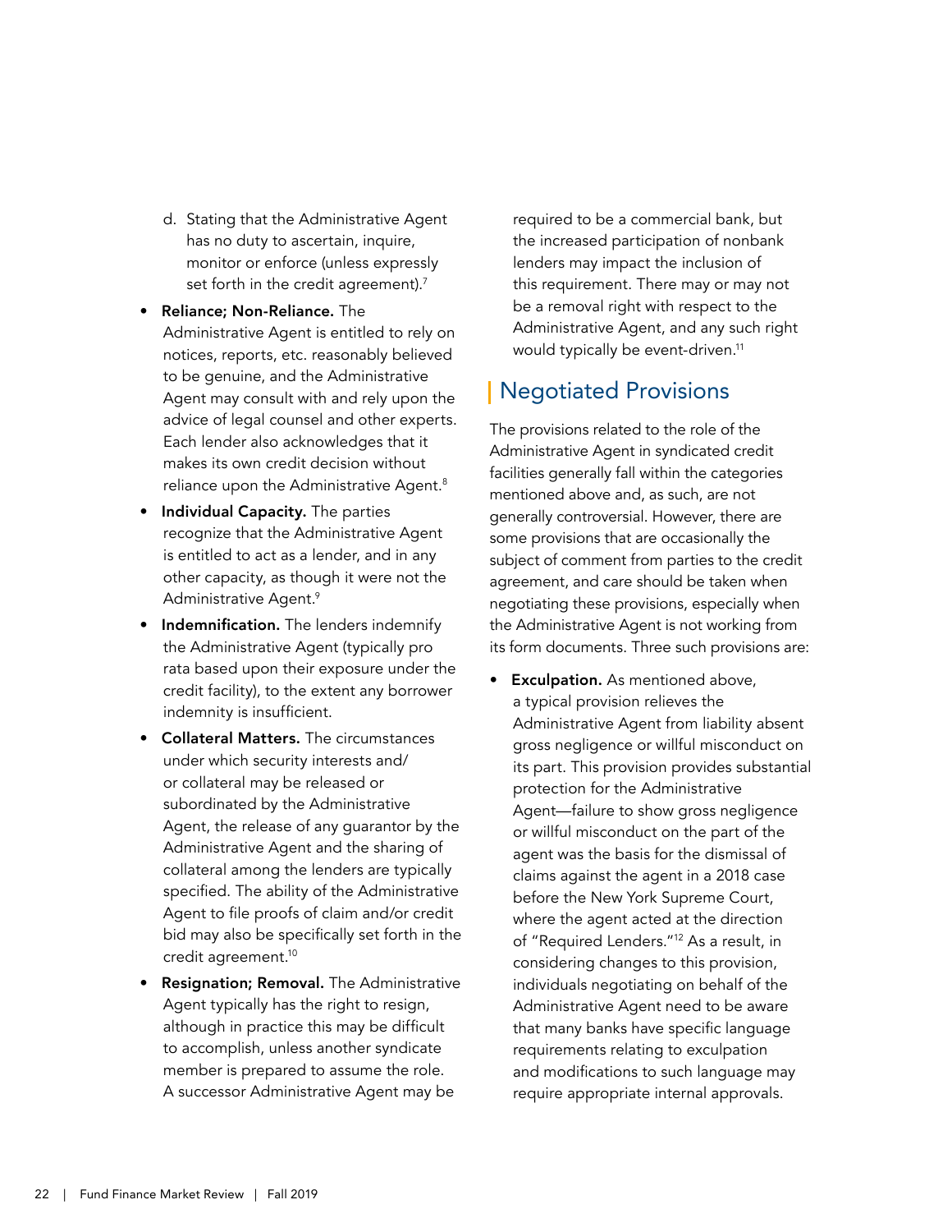d. Stating that the Administrative Agent has no duty to ascertain, inquire, monitor or enforce (unless expressly set forth in the credit agreement).[7]

- **Reliance; Non-Reliance.** The Administrative Agent is entitled to rely on notices, reports, etc. reasonably believed to be genuine, and the Administrative Agent may consult with and rely upon the advice of legal counsel and other experts. Each lender also acknowledges that it makes its own credit decision without reliance upon the Administrative Agent.[8]
- **Individual Capacity.** The parties recognize that the Administrative Agent is entitled to act as a lender, and in any other capacity, as though it were not the Administrative Agent.[9]
- **Indemnification.** The lenders indemnify the Administrative Agent (typically pro rata based upon their exposure under the credit facility), to the extent any borrower indemnity is insufficient.
- **Collateral Matters.** The circumstances under which security interests and/or collateral may be released or subordinated by the Administrative Agent, the release of any guarantor by the Administrative Agent and the sharing of collateral among the lenders are typically specified. The ability of the Administrative Agent to file proofs of claim and/or credit bid may also be specifically set forth in the credit agreement.[10]
- **Resignation; Removal.** The Administrative Agent typically has the right to resign, although in practice this may be difficult to accomplish, unless another syndicate member is prepared to assume the role. A successor Administrative Agent may be required to be a commercial bank, but the increased participation of nonbank lenders may impact the inclusion of this requirement. There may or may not be a removal right with respect to the Administrative Agent, and any such right would typically be event-driven.[11]

## Negotiated Provisions

The provisions related to the role of the Administrative Agent in syndicated credit facilities generally fall within the categories mentioned above and, as such, are not generally controversial. However, there are some provisions that are occasionally the subject of comment from parties to the credit agreement, and care should be taken when negotiating these provisions, especially when the Administrative Agent is not working from its form documents. Three such provisions are:

- **Exculpation.** As mentioned above, a typical provision relieves the Administrative Agent from liability absent gross negligence or willful misconduct on its part. This provision provides substantial protection for the Administrative Agent—failure to show gross negligence or willful misconduct on the part of the agent was the basis for the dismissal of claims against the agent in a 2018 case before the New York Supreme Court, where the agent acted at the direction of "Required Lenders."[12] As a result, in considering changes to this provision, individuals negotiating on behalf of the Administrative Agent need to be aware that many banks have specific language requirements relating to exculpation and modifications to such language may require appropriate internal approvals.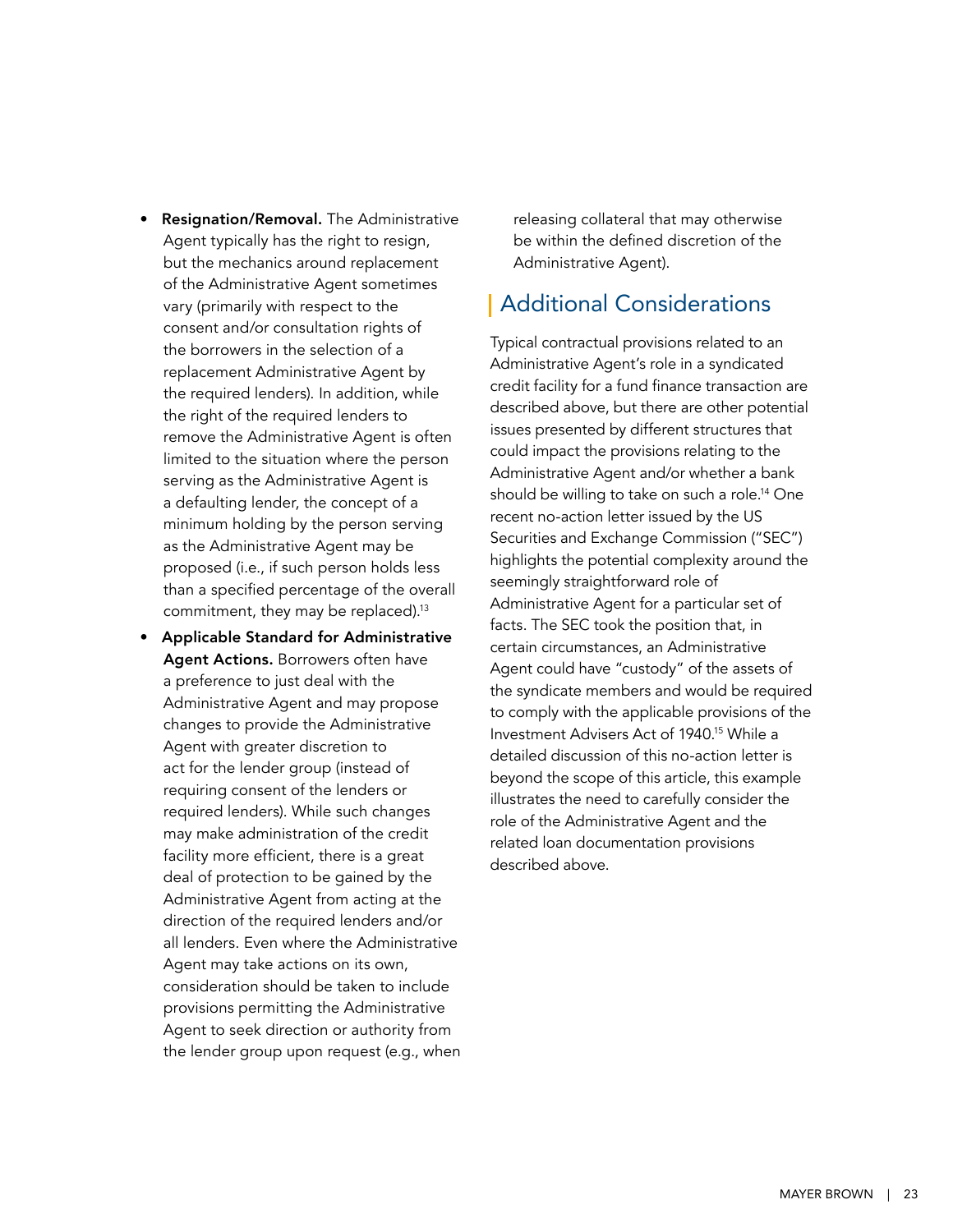- **Resignation/Removal.** The Administrative Agent typically has the right to resign, but the mechanics around replacement of the Administrative Agent sometimes vary (primarily with respect to the consent and/or consultation rights of the borrowers in the selection of a replacement Administrative Agent by the required lenders). In addition, while the right of the required lenders to remove the Administrative Agent is often limited to the situation where the person serving as the Administrative Agent is a defaulting lender, the concept of a minimum holding by the person serving as the Administrative Agent may be proposed (i.e., if such person holds less than a specified percentage of the overall commitment, they may be replaced).[13]
- **Applicable Standard for Administrative Agent Actions.** Borrowers often have a preference to just deal with the Administrative Agent and may propose changes to provide the Administrative Agent with greater discretion to act for the lender group (instead of requiring consent of the lenders or required lenders). While such changes may make administration of the credit facility more efficient, there is a great deal of protection to be gained by the Administrative Agent from acting at the direction of the required lenders and/or all lenders. Even where the Administrative Agent may take actions on its own, consideration should be taken to include provisions permitting the Administrative Agent to seek direction or authority from the lender group upon request (e.g., when releasing collateral that may otherwise be within the defined discretion of the Administrative Agent).

## Additional Considerations

Typical contractual provisions related to an Administrative Agent's role in a syndicated credit facility for a fund finance transaction are described above, but there are other potential issues presented by different structures that could impact the provisions relating to the Administrative Agent and/or whether a bank should be willing to take on such a role.[14] One recent no-action letter issued by the US Securities and Exchange Commission ("SEC") highlights the potential complexity around the seemingly straightforward role of Administrative Agent for a particular set of facts. The SEC took the position that, in certain circumstances, an Administrative Agent could have "custody" of the assets of the syndicate members and would be required to comply with the applicable provisions of the Investment Advisers Act of 1940.[15] While a detailed discussion of this no-action letter is beyond the scope of this article, this example illustrates the need to carefully consider the role of the Administrative Agent and the related loan documentation provisions described above.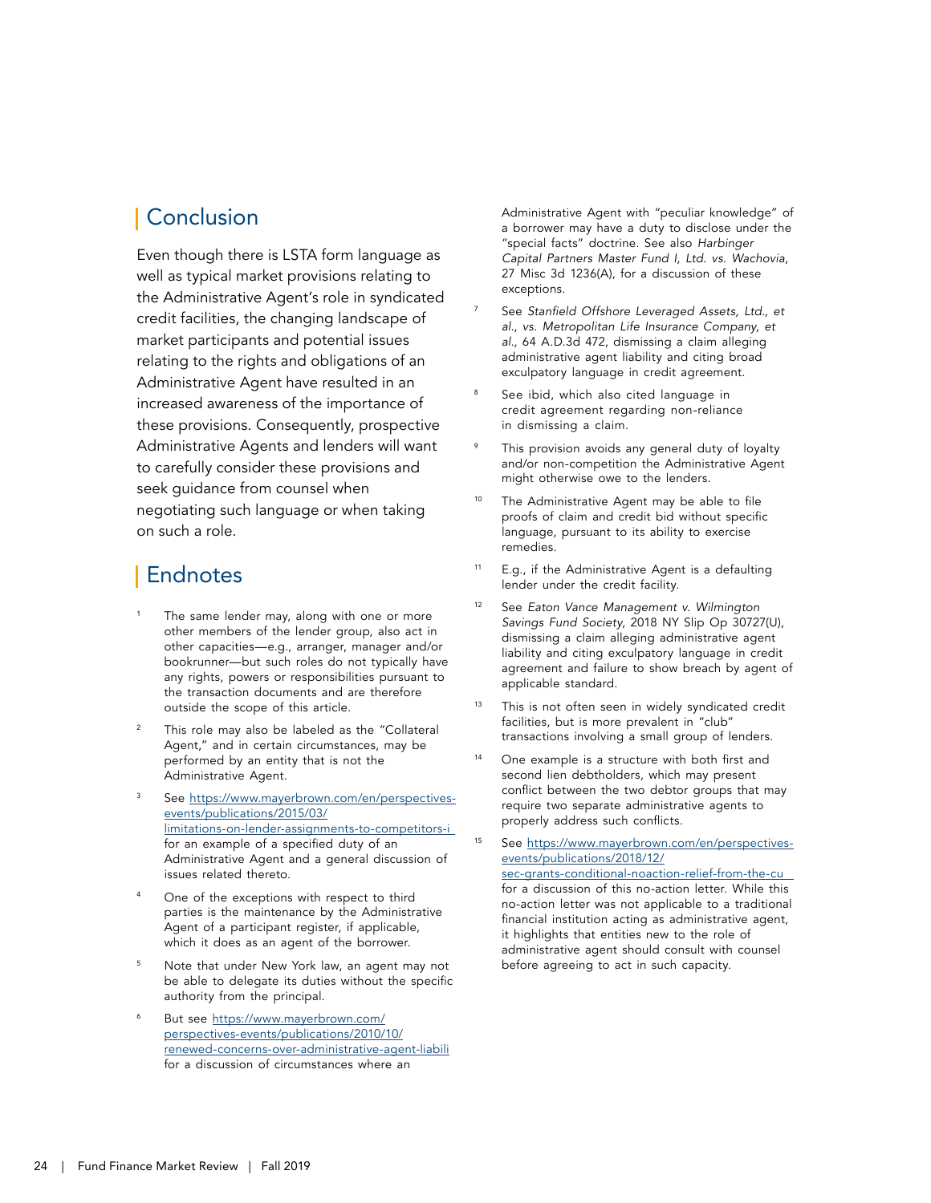## Conclusion

Even though there is LSTA form language as well as typical market provisions relating to the Administrative Agent's role in syndicated credit facilities, the changing landscape of market participants and potential issues relating to the rights and obligations of an Administrative Agent have resulted in an increased awareness of the importance of these provisions. Consequently, prospective Administrative Agents and lenders will want to carefully consider these provisions and seek guidance from counsel when negotiating such language or when taking on such a role.

## Endnotes

1. The same lender may, along with one or more other members of the lender group, also act in other capacities—e.g., arranger, manager and/or bookrunner—but such roles do not typically have any rights, powers or responsibilities pursuant to the transaction documents and are therefore outside the scope of this article.

2. This role may also be labeled as the "Collateral Agent," and in certain circumstances, may be performed by an entity that is not the Administrative Agent.

3. See https://www.mayerbrown.com/en/perspectives-events/publications/2015/03/limitations-on-lender-assignments-to-competitors-i for an example of a specified duty of an Administrative Agent and a general discussion of issues related thereto.

4. One of the exceptions with respect to third parties is the maintenance by the Administrative Agent of a participant register, if applicable, which it does as an agent of the borrower.

5. Note that under New York law, an agent may not be able to delegate its duties without the specific authority from the principal.

6. But see https://www.mayerbrown.com/perspectives-events/publications/2010/10/renewed-concerns-over-administrative-agent-liabili for a discussion of circumstances where an Administrative Agent with "peculiar knowledge" of a borrower may have a duty to disclose under the "special facts" doctrine. See also *Harbinger Capital Partners Master Fund I, Ltd. vs. Wachovia*, 27 Misc 3d 1236(A), for a discussion of these exceptions.

7. See *Stanfield Offshore Leveraged Assets, Ltd., et al., vs. Metropolitan Life Insurance Company, et al.*, 64 A.D.3d 472, dismissing a claim alleging administrative agent liability and citing broad exculpatory language in credit agreement.

8. See ibid, which also cited language in credit agreement regarding non-reliance in dismissing a claim.

9. This provision avoids any general duty of loyalty and/or non-competition the Administrative Agent might otherwise owe to the lenders.

10. The Administrative Agent may be able to file proofs of claim and credit bid without specific language, pursuant to its ability to exercise remedies.

11. E.g., if the Administrative Agent is a defaulting lender under the credit facility.

12. See *Eaton Vance Management v. Wilmington Savings Fund Society*, 2018 NY Slip Op 30727(U), dismissing a claim alleging administrative agent liability and citing exculpatory language in credit agreement and failure to show breach by agent of applicable standard.

13. This is not often seen in widely syndicated credit facilities, but is more prevalent in "club" transactions involving a small group of lenders.

14. One example is a structure with both first and second lien debtholders, which may present conflict between the two debtor groups that may require two separate administrative agents to properly address such conflicts.

15. See https://www.mayerbrown.com/en/perspectives-events/publications/2018/12/sec-grants-conditional-noaction-relief-from-the-cu for a discussion of this no-action letter. While this no-action letter was not applicable to a traditional financial institution acting as administrative agent, it highlights that entities new to the role of administrative agent should consult with counsel before agreeing to act in such capacity.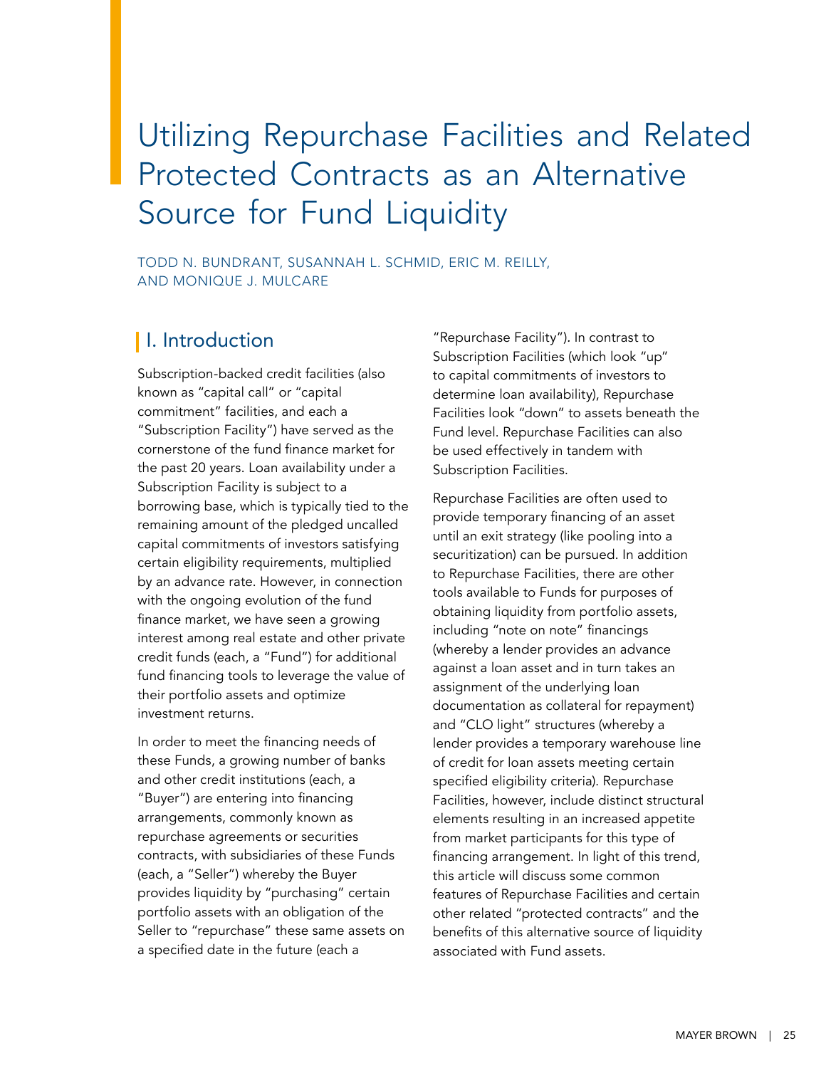# Utilizing Repurchase Facilities and Related Protected Contracts as an Alternative Source for Fund Liquidity

TODD N. BUNDRANT, SUSANNAH L. SCHMID, ERIC M. REILLY, AND MONIQUE J. MULCARE

## I. Introduction

Subscription-backed credit facilities (also known as "capital call" or "capital commitment" facilities, and each a "Subscription Facility") have served as the cornerstone of the fund finance market for the past 20 years. Loan availability under a Subscription Facility is subject to a borrowing base, which is typically tied to the remaining amount of the pledged uncalled capital commitments of investors satisfying certain eligibility requirements, multiplied by an advance rate. However, in connection with the ongoing evolution of the fund finance market, we have seen a growing interest among real estate and other private credit funds (each, a "Fund") for additional fund financing tools to leverage the value of their portfolio assets and optimize investment returns.

In order to meet the financing needs of these Funds, a growing number of banks and other credit institutions (each, a "Buyer") are entering into financing arrangements, commonly known as repurchase agreements or securities contracts, with subsidiaries of these Funds (each, a "Seller") whereby the Buyer provides liquidity by "purchasing" certain portfolio assets with an obligation of the Seller to "repurchase" these same assets on a specified date in the future (each a "Repurchase Facility"). In contrast to Subscription Facilities (which look "up" to capital commitments of investors to determine loan availability), Repurchase Facilities look "down" to assets beneath the Fund level. Repurchase Facilities can also be used effectively in tandem with Subscription Facilities.

Repurchase Facilities are often used to provide temporary financing of an asset until an exit strategy (like pooling into a securitization) can be pursued. In addition to Repurchase Facilities, there are other tools available to Funds for purposes of obtaining liquidity from portfolio assets, including "note on note" financings (whereby a lender provides an advance against a loan asset and in turn takes an assignment of the underlying loan documentation as collateral for repayment) and "CLO light" structures (whereby a lender provides a temporary warehouse line of credit for loan assets meeting certain specified eligibility criteria). Repurchase Facilities, however, include distinct structural elements resulting in an increased appetite from market participants for this type of financing arrangement. In light of this trend, this article will discuss some common features of Repurchase Facilities and certain other related "protected contracts" and the benefits of this alternative source of liquidity associated with Fund assets.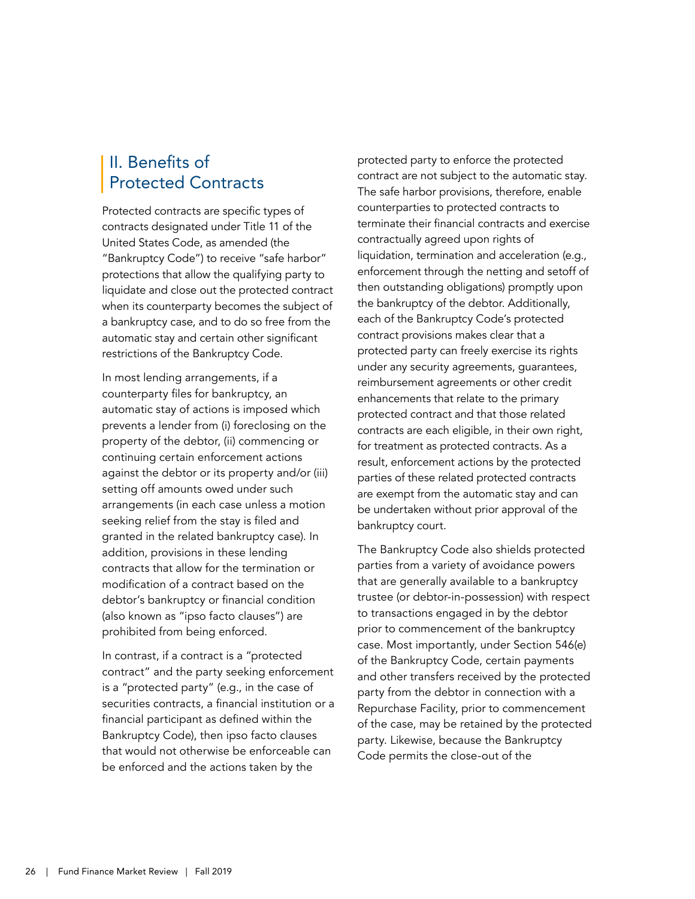## II. Benefits of Protected Contracts

Protected contracts are specific types of contracts designated under Title 11 of the United States Code, as amended (the "Bankruptcy Code") to receive "safe harbor" protections that allow the qualifying party to liquidate and close out the protected contract when its counterparty becomes the subject of a bankruptcy case, and to do so free from the automatic stay and certain other significant restrictions of the Bankruptcy Code.

In most lending arrangements, if a counterparty files for bankruptcy, an automatic stay of actions is imposed which prevents a lender from (i) foreclosing on the property of the debtor, (ii) commencing or continuing certain enforcement actions against the debtor or its property and/or (iii) setting off amounts owed under such arrangements (in each case unless a motion seeking relief from the stay is filed and granted in the related bankruptcy case). In addition, provisions in these lending contracts that allow for the termination or modification of a contract based on the debtor's bankruptcy or financial condition (also known as "ipso facto clauses") are prohibited from being enforced.

In contrast, if a contract is a "protected contract" and the party seeking enforcement is a "protected party" (e.g., in the case of securities contracts, a financial institution or a financial participant as defined within the Bankruptcy Code), then ipso facto clauses that would not otherwise be enforceable can be enforced and the actions taken by the protected party to enforce the protected contract are not subject to the automatic stay. The safe harbor provisions, therefore, enable counterparties to protected contracts to terminate their financial contracts and exercise contractually agreed upon rights of liquidation, termination and acceleration (e.g., enforcement through the netting and setoff of then outstanding obligations) promptly upon the bankruptcy of the debtor. Additionally, each of the Bankruptcy Code's protected contract provisions makes clear that a protected party can freely exercise its rights under any security agreements, guarantees, reimbursement agreements or other credit enhancements that relate to the primary protected contract and that those related contracts are each eligible, in their own right, for treatment as protected contracts. As a result, enforcement actions by the protected parties of these related protected contracts are exempt from the automatic stay and can be undertaken without prior approval of the bankruptcy court.

The Bankruptcy Code also shields protected parties from a variety of avoidance powers that are generally available to a bankruptcy trustee (or debtor-in-possession) with respect to transactions engaged in by the debtor prior to commencement of the bankruptcy case. Most importantly, under Section 546(e) of the Bankruptcy Code, certain payments and other transfers received by the protected party from the debtor in connection with a Repurchase Facility, prior to commencement of the case, may be retained by the protected party. Likewise, because the Bankruptcy Code permits the close-out of the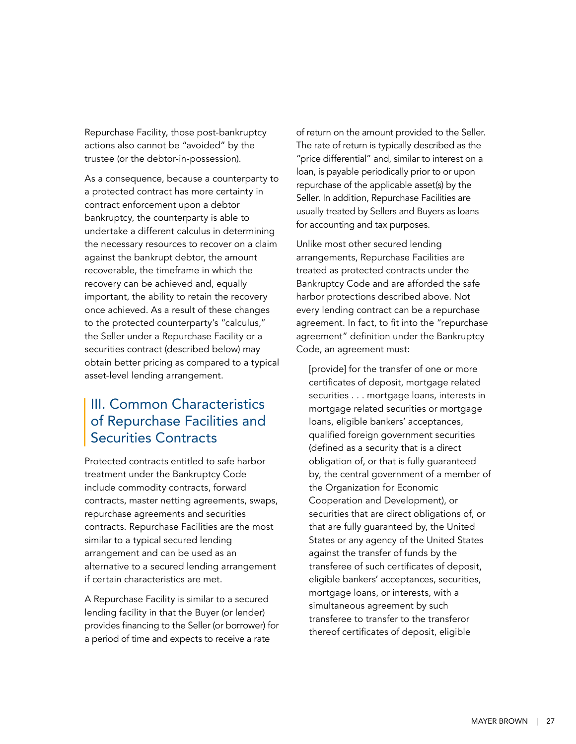Repurchase Facility, those post-bankruptcy actions also cannot be "avoided" by the trustee (or the debtor-in-possession).

As a consequence, because a counterparty to a protected contract has more certainty in contract enforcement upon a debtor bankruptcy, the counterparty is able to undertake a different calculus in determining the necessary resources to recover on a claim against the bankrupt debtor, the amount recoverable, the timeframe in which the recovery can be achieved and, equally important, the ability to retain the recovery once achieved. As a result of these changes to the protected counterparty's "calculus," the Seller under a Repurchase Facility or a securities contract (described below) may obtain better pricing as compared to a typical asset-level lending arrangement.

## III. Common Characteristics of Repurchase Facilities and Securities Contracts

Protected contracts entitled to safe harbor treatment under the Bankruptcy Code include commodity contracts, forward contracts, master netting agreements, swaps, repurchase agreements and securities contracts. Repurchase Facilities are the most similar to a typical secured lending arrangement and can be used as an alternative to a secured lending arrangement if certain characteristics are met.

A Repurchase Facility is similar to a secured lending facility in that the Buyer (or lender) provides financing to the Seller (or borrower) for a period of time and expects to receive a rate of return on the amount provided to the Seller. The rate of return is typically described as the "price differential" and, similar to interest on a loan, is payable periodically prior to or upon repurchase of the applicable asset(s) by the Seller. In addition, Repurchase Facilities are usually treated by Sellers and Buyers as loans for accounting and tax purposes.

Unlike most other secured lending arrangements, Repurchase Facilities are treated as protected contracts under the Bankruptcy Code and are afforded the safe harbor protections described above. Not every lending contract can be a repurchase agreement. In fact, to fit into the "repurchase agreement" definition under the Bankruptcy Code, an agreement must:

> [provide] for the transfer of one or more certificates of deposit, mortgage related securities . . . mortgage loans, interests in mortgage related securities or mortgage loans, eligible bankers' acceptances, qualified foreign government securities (defined as a security that is a direct obligation of, or that is fully guaranteed by, the central government of a member of the Organization for Economic Cooperation and Development), or securities that are direct obligations of, or that are fully guaranteed by, the United States or any agency of the United States against the transfer of funds by the transferee of such certificates of deposit, eligible bankers' acceptances, securities, mortgage loans, or interests, with a simultaneous agreement by such transferee to transfer to the transferor thereof certificates of deposit, eligible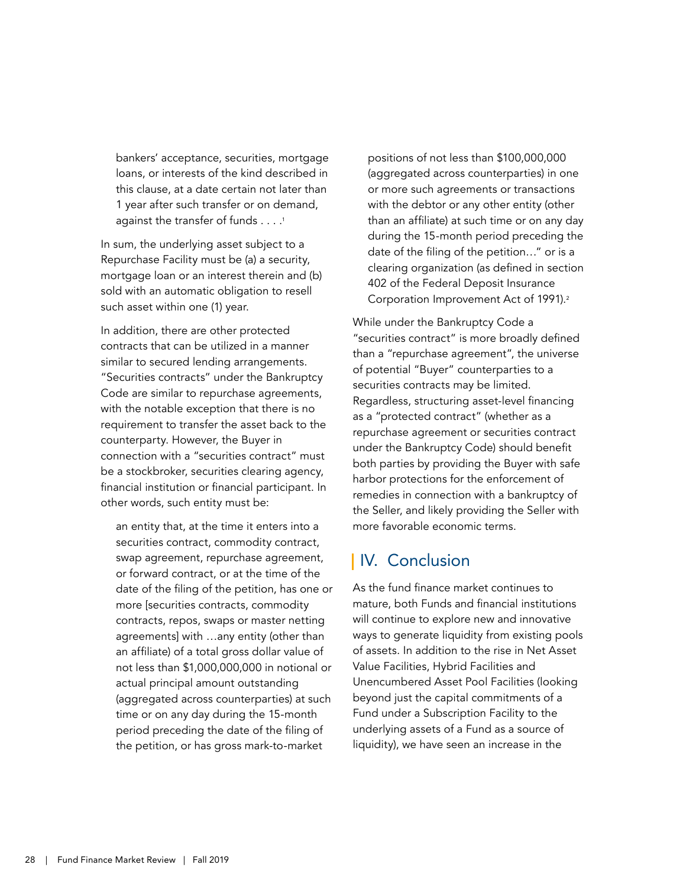> bankers' acceptance, securities, mortgage loans, or interests of the kind described in this clause, at a date certain not later than 1 year after such transfer or on demand, against the transfer of funds . . . .[1]

In sum, the underlying asset subject to a Repurchase Facility must be (a) a security, mortgage loan or an interest therein and (b) sold with an automatic obligation to resell such asset within one (1) year.

In addition, there are other protected contracts that can be utilized in a manner similar to secured lending arrangements. "Securities contracts" under the Bankruptcy Code are similar to repurchase agreements, with the notable exception that there is no requirement to transfer the asset back to the counterparty. However, the Buyer in connection with a "securities contract" must be a stockbroker, securities clearing agency, financial institution or financial participant. In other words, such entity must be:

> an entity that, at the time it enters into a securities contract, commodity contract, swap agreement, repurchase agreement, or forward contract, or at the time of the date of the filing of the petition, has one or more [securities contracts, commodity contracts, repos, swaps or master netting agreements] with …any entity (other than an affiliate) of a total gross dollar value of not less than $1,000,000,000 in notional or actual principal amount outstanding (aggregated across counterparties) at such time or on any day during the 15-month period preceding the date of the filing of the petition, or has gross mark-to-market positions of not less than $100,000,000 (aggregated across counterparties) in one or more such agreements or transactions with the debtor or any other entity (other than an affiliate) at such time or on any day during the 15-month period preceding the date of the filing of the petition…" or is a clearing organization (as defined in section 402 of the Federal Deposit Insurance Corporation Improvement Act of 1991).[2]

While under the Bankruptcy Code a "securities contract" is more broadly defined than a "repurchase agreement", the universe of potential "Buyer" counterparties to a securities contracts may be limited. Regardless, structuring asset-level financing as a "protected contract" (whether as a repurchase agreement or securities contract under the Bankruptcy Code) should benefit both parties by providing the Buyer with safe harbor protections for the enforcement of remedies in connection with a bankruptcy of the Seller, and likely providing the Seller with more favorable economic terms.

## IV. Conclusion

As the fund finance market continues to mature, both Funds and financial institutions will continue to explore new and innovative ways to generate liquidity from existing pools of assets. In addition to the rise in Net Asset Value Facilities, Hybrid Facilities and Unencumbered Asset Pool Facilities (looking beyond just the capital commitments of a Fund under a Subscription Facility to the underlying assets of a Fund as a source of liquidity), we have seen an increase in the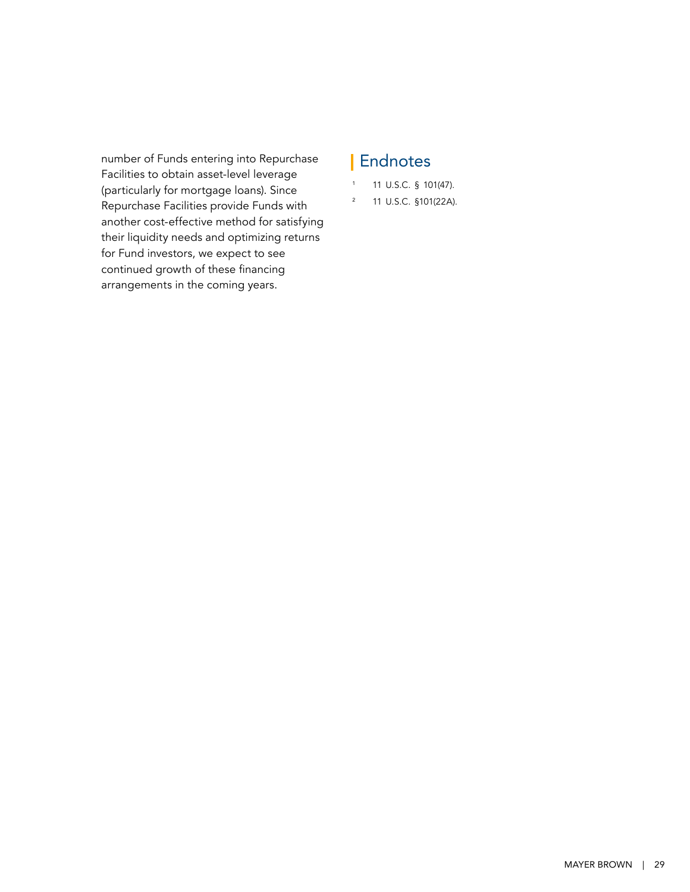number of Funds entering into Repurchase Facilities to obtain asset-level leverage (particularly for mortgage loans). Since Repurchase Facilities provide Funds with another cost-effective method for satisfying their liquidity needs and optimizing returns for Fund investors, we expect to see continued growth of these financing arrangements in the coming years.

## Endnotes

1. 11 U.S.C. § 101(47).
2. 11 U.S.C. §101(22A).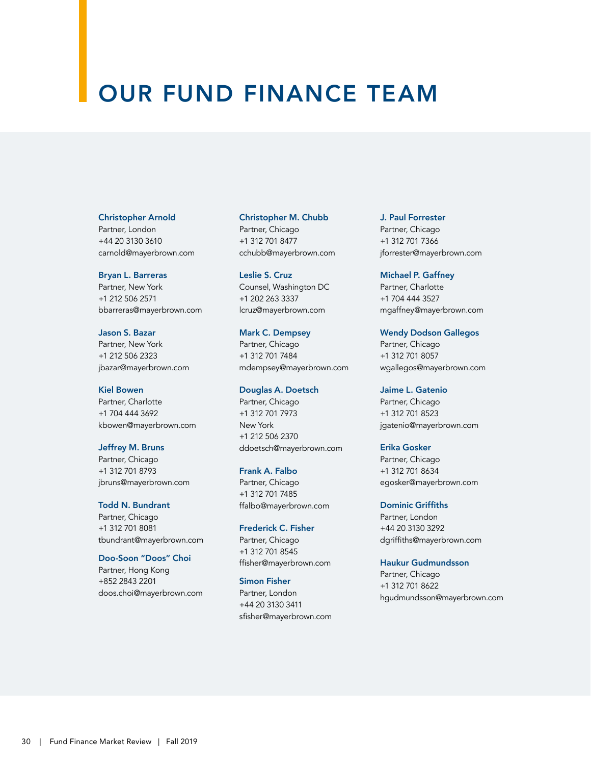# OUR FUND FINANCE TEAM

**Christopher Arnold**
Partner, London
+44 20 3130 3610
carnold@mayerbrown.com

**Bryan L. Barreras**
Partner, New York
+1 212 506 2571
bbarreras@mayerbrown.com

**Jason S. Bazar**
Partner, New York
+1 212 506 2323
jbazar@mayerbrown.com

**Kiel Bowen**
Partner, Charlotte
+1 704 444 3692
kbowen@mayerbrown.com

**Jeffrey M. Bruns**
Partner, Chicago
+1 312 701 8793
jbruns@mayerbrown.com

**Todd N. Bundrant**
Partner, Chicago
+1 312 701 8081
tbundrant@mayerbrown.com

**Doo-Soon "Doos" Choi**
Partner, Hong Kong
+852 2843 2201
doos.choi@mayerbrown.com

**Christopher M. Chubb**
Partner, Chicago
+1 312 701 8477
cchubb@mayerbrown.com

**Leslie S. Cruz**
Counsel, Washington DC
+1 202 263 3337
lcruz@mayerbrown.com

**Mark C. Dempsey**
Partner, Chicago
+1 312 701 7484
mdempsey@mayerbrown.com

**Douglas A. Doetsch**
Partner, Chicago
+1 312 701 7973
New York
+1 212 506 2370
ddoetsch@mayerbrown.com

**Frank A. Falbo**
Partner, Chicago
+1 312 701 7485
ffalbo@mayerbrown.com

**Frederick C. Fisher**
Partner, Chicago
+1 312 701 8545
ffisher@mayerbrown.com

**Simon Fisher**
Partner, London
+44 20 3130 3411
sfisher@mayerbrown.com

**J. Paul Forrester**
Partner, Chicago
+1 312 701 7366
jforrester@mayerbrown.com

**Michael P. Gaffney**
Partner, Charlotte
+1 704 444 3527
mgaffney@mayerbrown.com

**Wendy Dodson Gallegos**
Partner, Chicago
+1 312 701 8057
wgallegos@mayerbrown.com

**Jaime L. Gatenio**
Partner, Chicago
+1 312 701 8523
jgatenio@mayerbrown.com

**Erika Gosker**
Partner, Chicago
+1 312 701 8634
egosker@mayerbrown.com

**Dominic Griffiths**
Partner, London
+44 20 3130 3292
dgriffiths@mayerbrown.com

**Haukur Gudmundsson**
Partner, Chicago
+1 312 701 8622
hgudmundsson@mayerbrown.com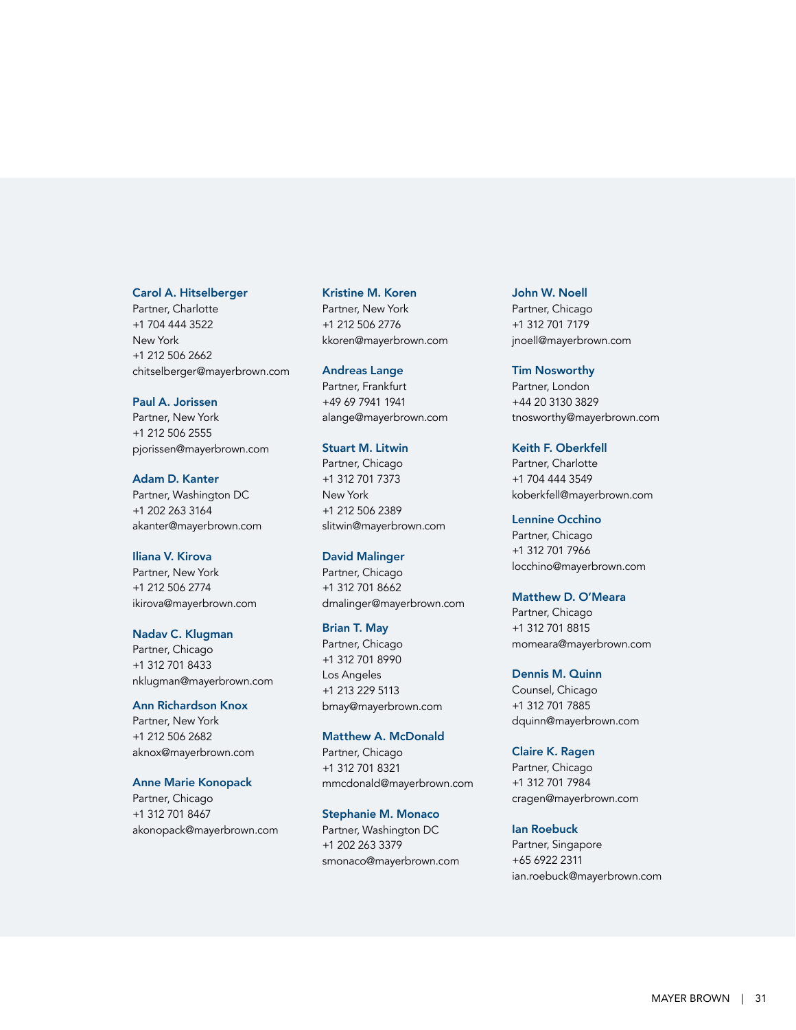**Carol A. Hitselberger**
Partner, Charlotte
+1 704 444 3522
New York
+1 212 506 2662
chitselberger@mayerbrown.com

**Paul A. Jorissen**
Partner, New York
+1 212 506 2555
pjorissen@mayerbrown.com

**Adam D. Kanter**
Partner, Washington DC
+1 202 263 3164
akanter@mayerbrown.com

**Iliana V. Kirova**
Partner, New York
+1 212 506 2774
ikirova@mayerbrown.com

**Nadav C. Klugman**
Partner, Chicago
+1 312 701 8433
nklugman@mayerbrown.com

**Ann Richardson Knox**
Partner, New York
+1 212 506 2682
aknox@mayerbrown.com

**Anne Marie Konopack**
Partner, Chicago
+1 312 701 8467
akonopack@mayerbrown.com

**Kristine M. Koren**
Partner, New York
+1 212 506 2776
kkoren@mayerbrown.com

**Andreas Lange**
Partner, Frankfurt
+49 69 7941 1941
alange@mayerbrown.com

**Stuart M. Litwin**
Partner, Chicago
+1 312 701 7373
New York
+1 212 506 2389
slitwin@mayerbrown.com

**David Malinger**
Partner, Chicago
+1 312 701 8662
dmalinger@mayerbrown.com

**Brian T. May**
Partner, Chicago
+1 312 701 8990
Los Angeles
+1 213 229 5113
bmay@mayerbrown.com

**Matthew A. McDonald**
Partner, Chicago
+1 312 701 8321
mmcdonald@mayerbrown.com

**Stephanie M. Monaco**
Partner, Washington DC
+1 202 263 3379
smonaco@mayerbrown.com

**John W. Noell**
Partner, Chicago
+1 312 701 7179
jnoell@mayerbrown.com

**Tim Nosworthy**
Partner, London
+44 20 3130 3829
tnosworthy@mayerbrown.com

**Keith F. Oberkfell**
Partner, Charlotte
+1 704 444 3549
koberkfell@mayerbrown.com

**Lennine Occhino**
Partner, Chicago
+1 312 701 7966
locchino@mayerbrown.com

**Matthew D. O'Meara**
Partner, Chicago
+1 312 701 8815
momeara@mayerbrown.com

**Dennis M. Quinn**
Counsel, Chicago
+1 312 701 7885
dquinn@mayerbrown.com

**Claire K. Ragen**
Partner, Chicago
+1 312 701 7984
cragen@mayerbrown.com

**Ian Roebuck**
Partner, Singapore
+65 6922 2311
ian.roebuck@mayerbrown.com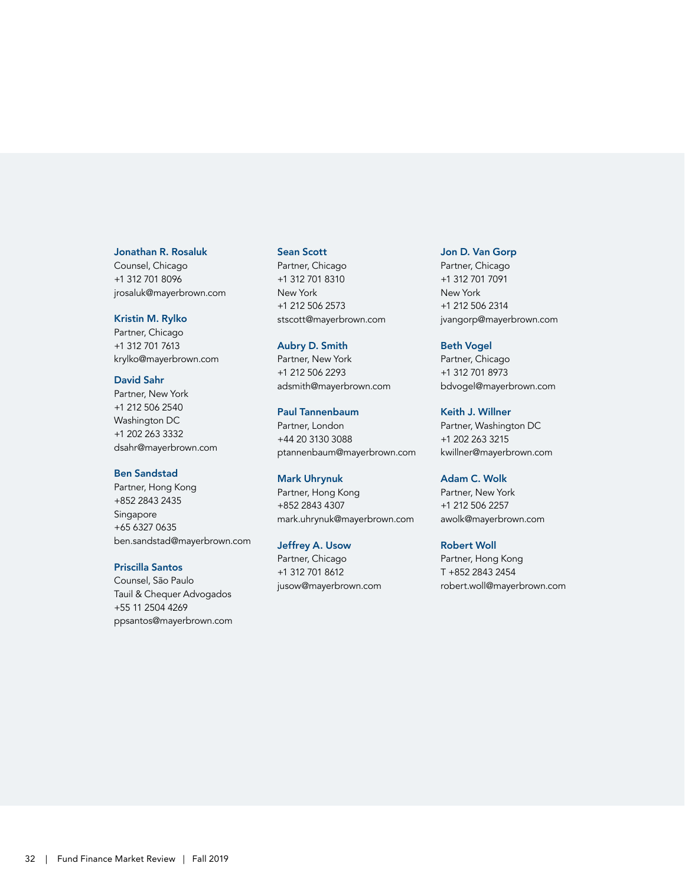**Jonathan R. Rosaluk**
Counsel, Chicago
+1 312 701 8096
jrosaluk@mayerbrown.com

**Kristin M. Rylko**
Partner, Chicago
+1 312 701 7613
krylko@mayerbrown.com

**David Sahr**
Partner, New York
+1 212 506 2540
Washington DC
+1 202 263 3332
dsahr@mayerbrown.com

**Ben Sandstad**
Partner, Hong Kong
+852 2843 2435
Singapore
+65 6327 0635
ben.sandstad@mayerbrown.com

**Priscilla Santos**
Counsel, São Paulo
Tauil & Chequer Advogados
+55 11 2504 4269
ppsantos@mayerbrown.com

**Sean Scott**
Partner, Chicago
+1 312 701 8310
New York
+1 212 506 2573
stscott@mayerbrown.com

**Aubry D. Smith**
Partner, New York
+1 212 506 2293
adsmith@mayerbrown.com

**Paul Tannenbaum**
Partner, London
+44 20 3130 3088
ptannenbaum@mayerbrown.com

**Mark Uhrynuk**
Partner, Hong Kong
+852 2843 4307
mark.uhrynuk@mayerbrown.com

**Jeffrey A. Usow**
Partner, Chicago
+1 312 701 8612
jusow@mayerbrown.com

**Jon D. Van Gorp**
Partner, Chicago
+1 312 701 7091
New York
+1 212 506 2314
jvangorp@mayerbrown.com

**Beth Vogel**
Partner, Chicago
+1 312 701 8973
bdvogel@mayerbrown.com

**Keith J. Willner**
Partner, Washington DC
+1 202 263 3215
kwillner@mayerbrown.com

**Adam C. Wolk**
Partner, New York
+1 212 506 2257
awolk@mayerbrown.com

**Robert Woll**
Partner, Hong Kong
T +852 2843 2454
robert.woll@mayerbrown.com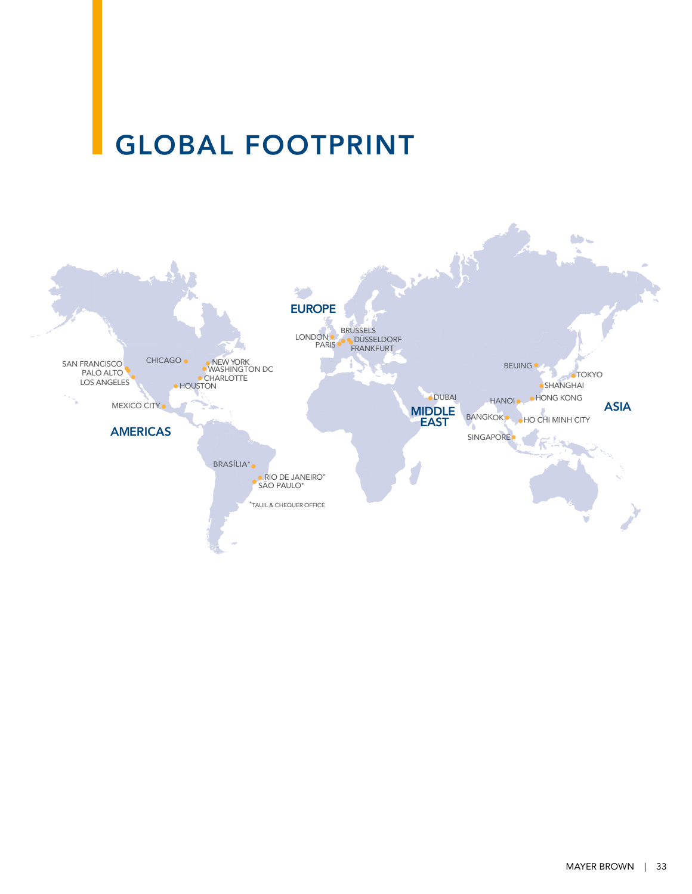# GLOBAL FOOTPRINT

## AMERICAS

- SAN FRANCISCO
- PALO ALTO
- LOS ANGELES
- CHICAGO
- NEW YORK
- WASHINGTON DC
- CHARLOTTE
- HOUSTON
- MEXICO CITY
- BRASÍLIA*
- RIO DE JANEIRO*
- SÃO PAULO*

*TAUIL & CHEQUER OFFICE

## EUROPE

- LONDON
- PARIS
- BRUSSELS
- DÜSSELDORF
- FRANKFURT

## MIDDLE EAST

- DUBAI

## ASIA

- BEIJING
- TOKYO
- SHANGHAI
- HANOI
- HONG KONG
- BANGKOK
- HO CHI MINH CITY
- SINGAPORE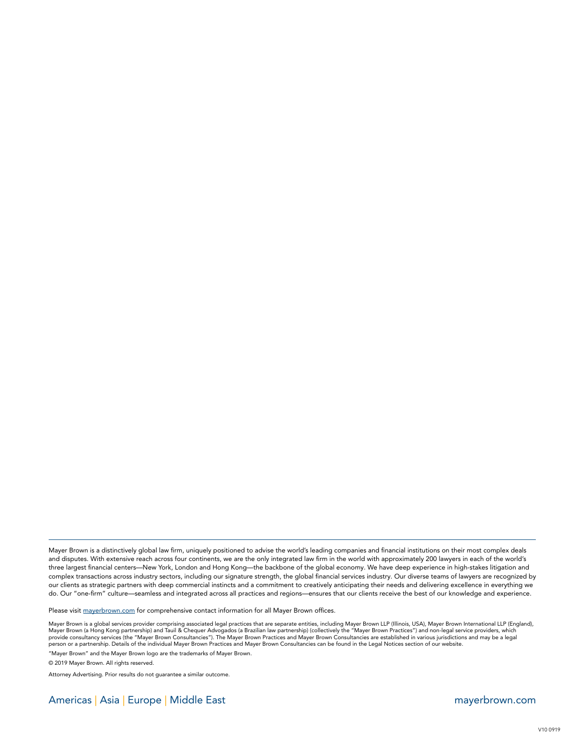Mayer Brown is a distinctively global law firm, uniquely positioned to advise the world's leading companies and financial institutions on their most complex deals and disputes. With extensive reach across four continents, we are the only integrated law firm in the world with approximately 200 lawyers in each of the world's three largest financial centers—New York, London and Hong Kong—the backbone of the global economy. We have deep experience in high-stakes litigation and complex transactions across industry sectors, including our signature strength, the global financial services industry. Our diverse teams of lawyers are recognized by our clients as strategic partners with deep commercial instincts and a commitment to creatively anticipating their needs and delivering excellence in everything we do. Our "one-firm" culture—seamless and integrated across all practices and regions—ensures that our clients receive the best of our knowledge and experience.

Please visit mayerbrown.com for comprehensive contact information for all Mayer Brown offices.

Mayer Brown is a global services provider comprising associated legal practices that are separate entities, including Mayer Brown LLP (Illinois, USA), Mayer Brown International LLP (England), Mayer Brown (a Hong Kong partnership) and Tauil & Chequer Advogados (a Brazilian law partnership) (collectively the "Mayer Brown Practices") and non-legal service providers, which provide consultancy services (the "Mayer Brown Consultancies"). The Mayer Brown Practices and Mayer Brown Consultancies are established in various jurisdictions and may be a legal person or a partnership. Details of the individual Mayer Brown Practices and Mayer Brown Consultancies can be found in the Legal Notices section of our website.

"Mayer Brown" and the Mayer Brown logo are the trademarks of Mayer Brown.

© 2019 Mayer Brown. All rights reserved.

Attorney Advertising. Prior results do not guarantee a similar outcome.

Americas | Asia | Europe | Middle East

mayerbrown.com

V10 0919